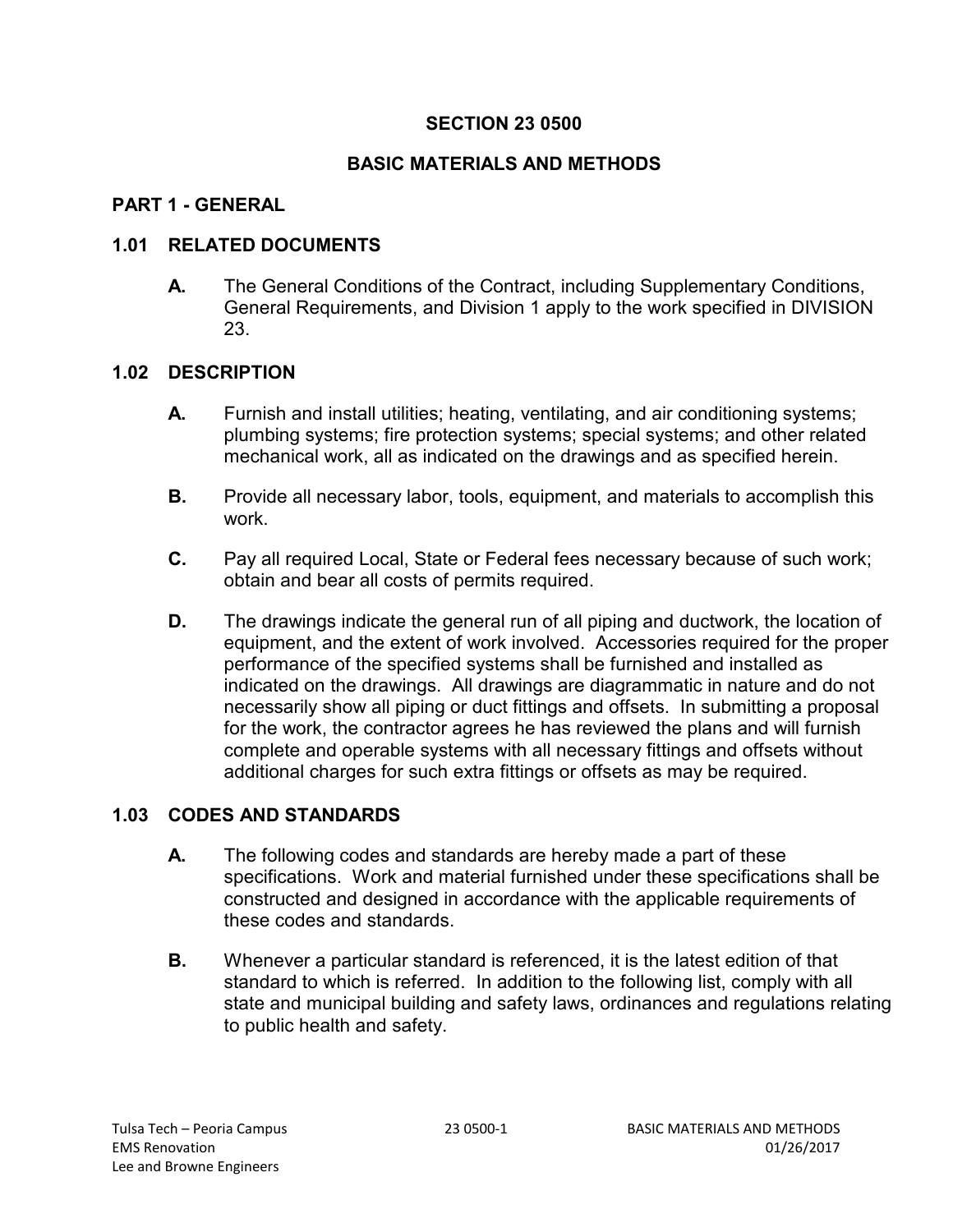# SECTION 23 0500

# BASIC MATERIALS AND METHODS

## PART 1 - GENERAL

### 1.01 RELATED DOCUMENTS

**A.** The General Conditions of the Contract, including Supplementary Conditions, General Requirements, and Division 1 apply to the work specified in DIVISION 23.

### 1.02 DESCRIPTION

**A.** Furnish and install utilities; heating, ventilating, and air conditioning systems; plumbing systems; fire protection systems; special systems; and other related mechanical work, all as indicated on the drawings and as specified herein.

**B.** Provide all necessary labor, tools, equipment, and materials to accomplish this work.

**C.** Pay all required Local, State or Federal fees necessary because of such work; obtain and bear all costs of permits required.

**D.** The drawings indicate the general run of all piping and ductwork, the location of equipment, and the extent of work involved. Accessories required for the proper performance of the specified systems shall be furnished and installed as indicated on the drawings. All drawings are diagrammatic in nature and do not necessarily show all piping or duct fittings and offsets. In submitting a proposal for the work, the contractor agrees he has reviewed the plans and will furnish complete and operable systems with all necessary fittings and offsets without additional charges for such extra fittings or offsets as may be required.

### 1.03 CODES AND STANDARDS

**A.** The following codes and standards are hereby made a part of these specifications. Work and material furnished under these specifications shall be constructed and designed in accordance with the applicable requirements of these codes and standards.

**B.** Whenever a particular standard is referenced, it is the latest edition of that standard to which is referred. In addition to the following list, comply with all state and municipal building and safety laws, ordinances and regulations relating to public health and safety.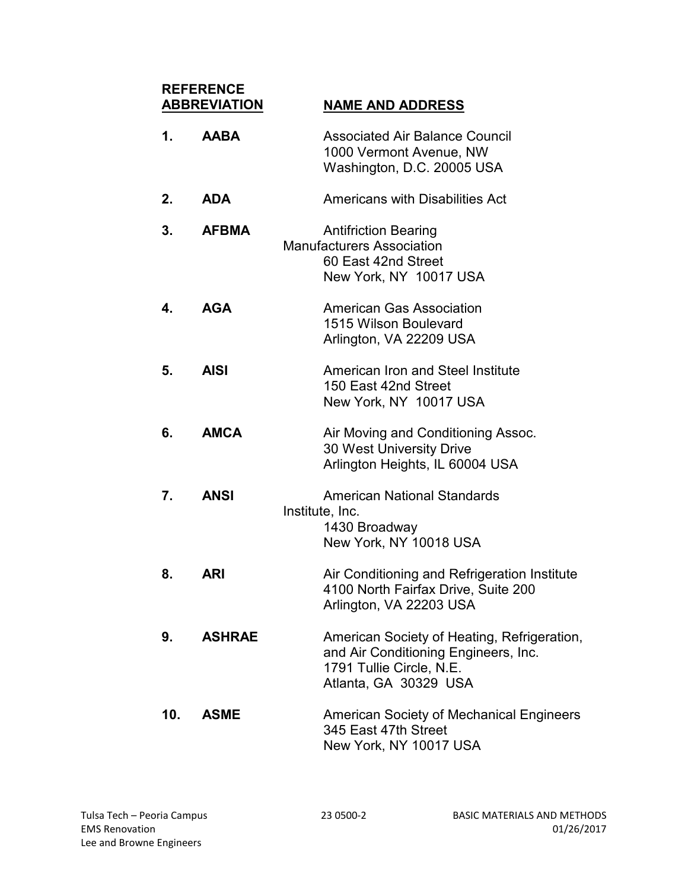| REFERENCE ABBREVIATION | | NAME AND ADDRESS |
|---|---|---|
| **1.** | **AABA** | Associated Air Balance Council<br>1000 Vermont Avenue, NW<br>Washington, D.C. 20005 USA |
| **2.** | **ADA** | Americans with Disabilities Act |
| **3.** | **AFBMA** | Antifriction Bearing Manufacturers Association<br>60 East 42nd Street<br>New York, NY 10017 USA |
| **4.** | **AGA** | American Gas Association<br>1515 Wilson Boulevard<br>Arlington, VA 22209 USA |
| **5.** | **AISI** | American Iron and Steel Institute<br>150 East 42nd Street<br>New York, NY 10017 USA |
| **6.** | **AMCA** | Air Moving and Conditioning Assoc.<br>30 West University Drive<br>Arlington Heights, IL 60004 USA |
| **7.** | **ANSI** | American National Standards Institute, Inc.<br>1430 Broadway<br>New York, NY 10018 USA |
| **8.** | **ARI** | Air Conditioning and Refrigeration Institute<br>4100 North Fairfax Drive, Suite 200<br>Arlington, VA 22203 USA |
| **9.** | **ASHRAE** | American Society of Heating, Refrigeration, and Air Conditioning Engineers, Inc.<br>1791 Tullie Circle, N.E.<br>Atlanta, GA 30329 USA |
| **10.** | **ASME** | American Society of Mechanical Engineers<br>345 East 47th Street<br>New York, NY 10017 USA |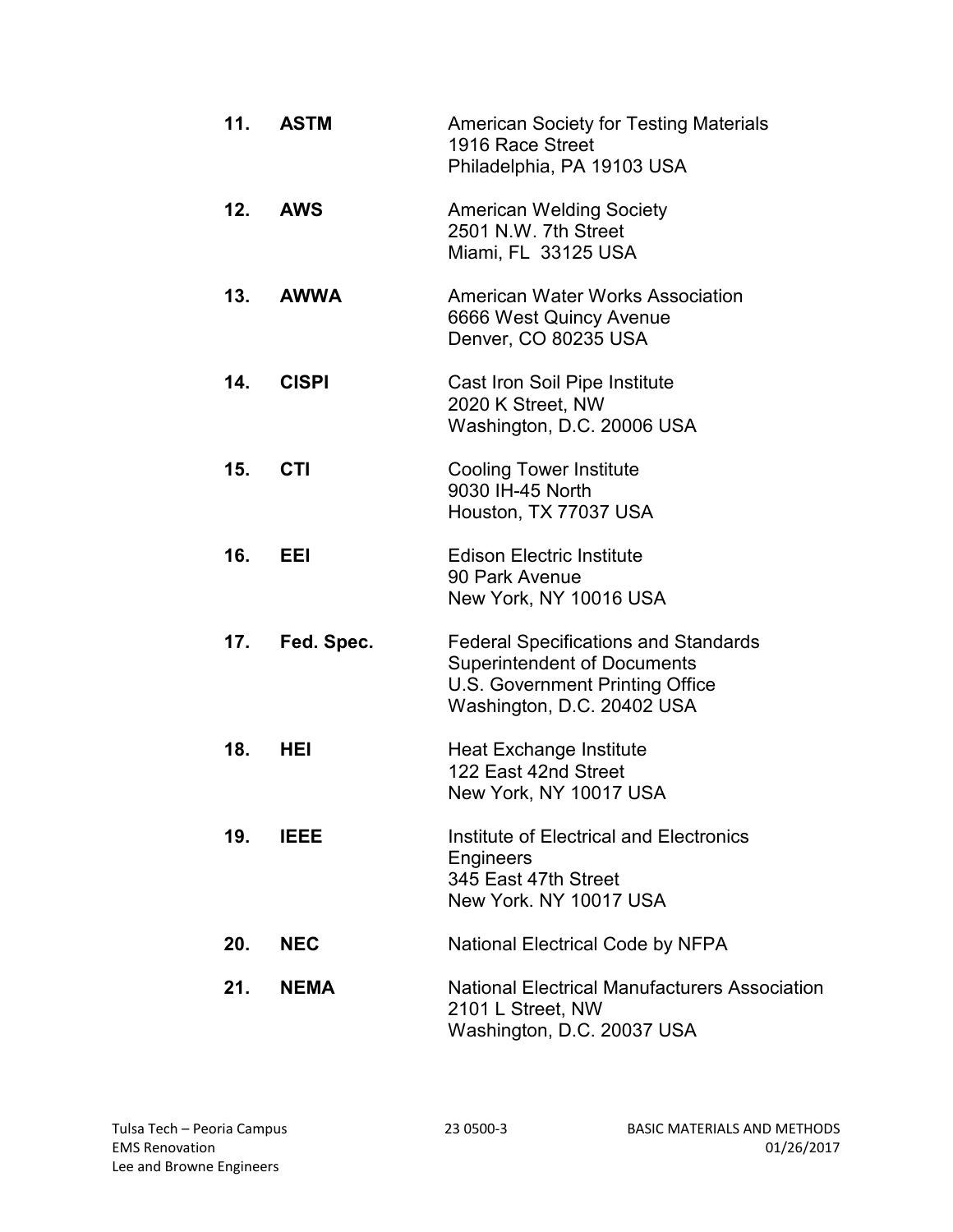11. **ASTM** — American Society for Testing Materials
    1916 Race Street
    Philadelphia, PA 19103 USA

12. **AWS** — American Welding Society
    2501 N.W. 7th Street
    Miami, FL 33125 USA

13. **AWWA** — American Water Works Association
    6666 West Quincy Avenue
    Denver, CO 80235 USA

14. **CISPI** — Cast Iron Soil Pipe Institute
    2020 K Street, NW
    Washington, D.C. 20006 USA

15. **CTI** — Cooling Tower Institute
    9030 IH-45 North
    Houston, TX 77037 USA

16. **EEI** — Edison Electric Institute
    90 Park Avenue
    New York, NY 10016 USA

17. **Fed. Spec.** — Federal Specifications and Standards
    Superintendent of Documents
    U.S. Government Printing Office
    Washington, D.C. 20402 USA

18. **HEI** — Heat Exchange Institute
    122 East 42nd Street
    New York, NY 10017 USA

19. **IEEE** — Institute of Electrical and Electronics Engineers
    345 East 47th Street
    New York. NY 10017 USA

20. **NEC** — National Electrical Code by NFPA

21. **NEMA** — National Electrical Manufacturers Association
    2101 L Street, NW
    Washington, D.C. 20037 USA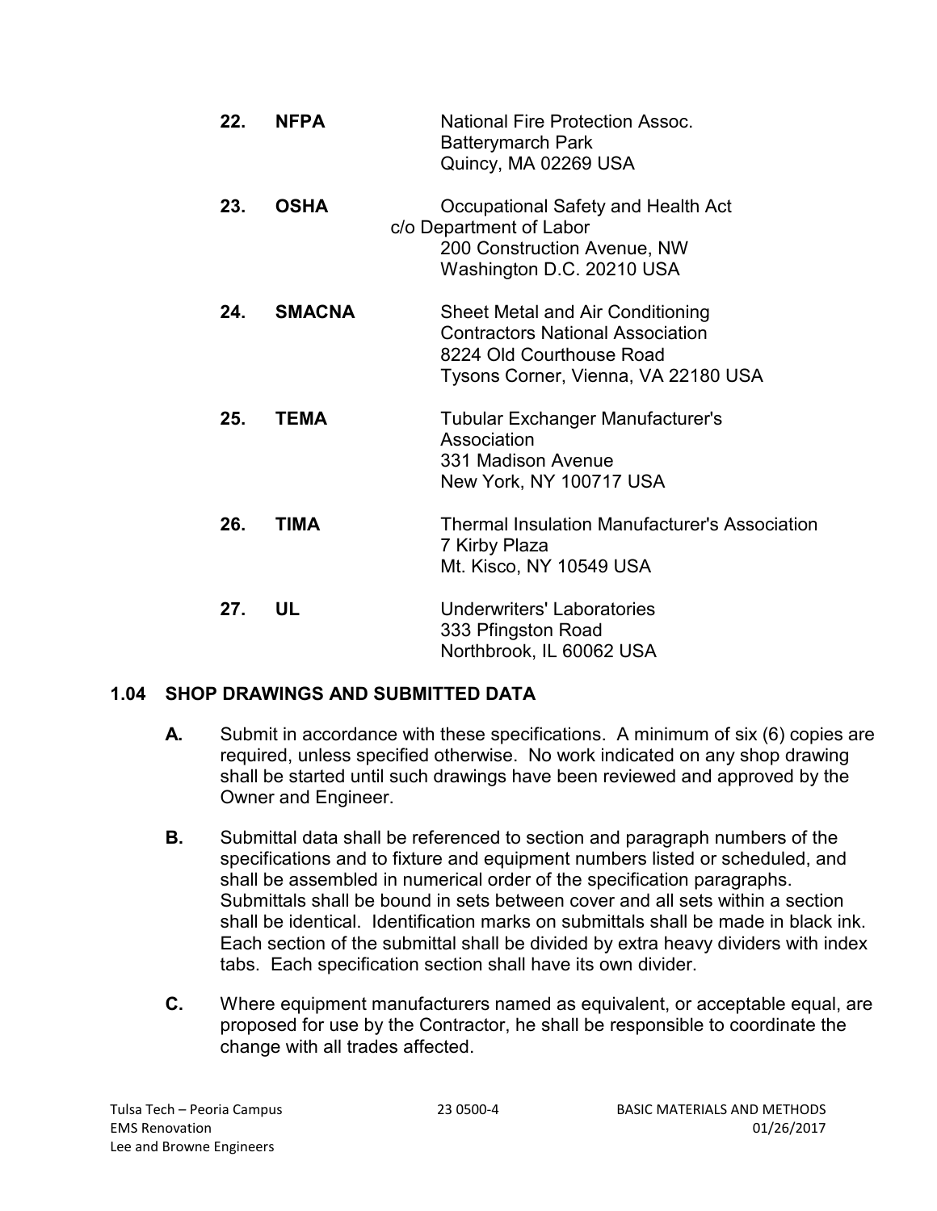22. **NFPA** National Fire Protection Assoc.
Batterymarch Park
Quincy, MA 02269 USA

23. **OSHA** Occupational Safety and Health Act
c/o Department of Labor
200 Construction Avenue, NW
Washington D.C. 20210 USA

24. **SMACNA** Sheet Metal and Air Conditioning
Contractors National Association
8224 Old Courthouse Road
Tysons Corner, Vienna, VA 22180 USA

25. **TEMA** Tubular Exchanger Manufacturer's
Association
331 Madison Avenue
New York, NY 100717 USA

26. **TIMA** Thermal Insulation Manufacturer's Association
7 Kirby Plaza
Mt. Kisco, NY 10549 USA

27. **UL** Underwriters' Laboratories
333 Pfingston Road
Northbrook, IL 60062 USA

## 1.04 SHOP DRAWINGS AND SUBMITTED DATA

**A.** Submit in accordance with these specifications. A minimum of six (6) copies are required, unless specified otherwise. No work indicated on any shop drawing shall be started until such drawings have been reviewed and approved by the Owner and Engineer.

**B.** Submittal data shall be referenced to section and paragraph numbers of the specifications and to fixture and equipment numbers listed or scheduled, and shall be assembled in numerical order of the specification paragraphs. Submittals shall be bound in sets between cover and all sets within a section shall be identical. Identification marks on submittals shall be made in black ink. Each section of the submittal shall be divided by extra heavy dividers with index tabs. Each specification section shall have its own divider.

**C.** Where equipment manufacturers named as equivalent, or acceptable equal, are proposed for use by the Contractor, he shall be responsible to coordinate the change with all trades affected.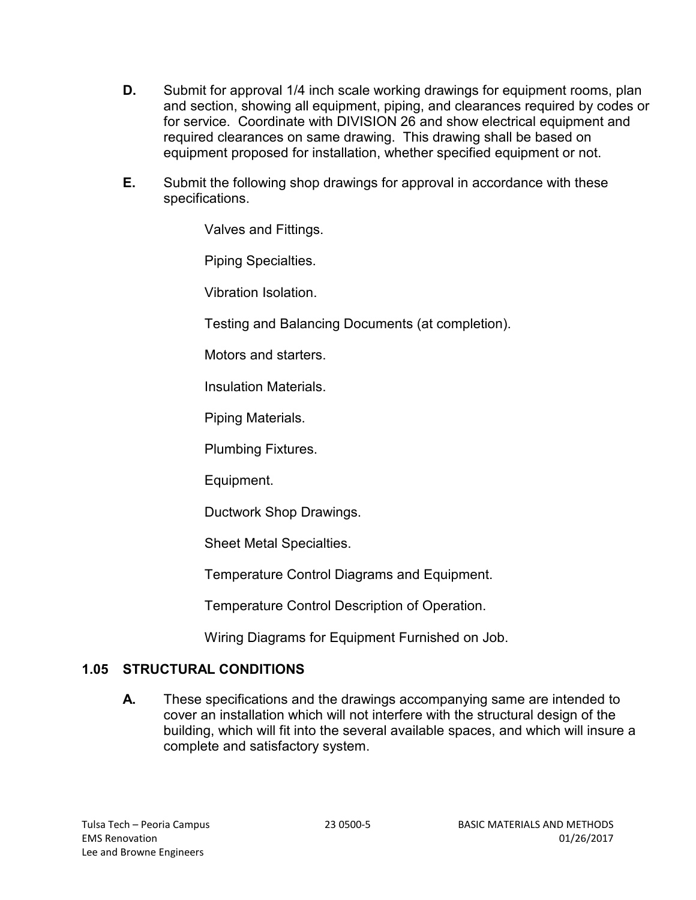**D.** Submit for approval 1/4 inch scale working drawings for equipment rooms, plan and section, showing all equipment, piping, and clearances required by codes or for service. Coordinate with DIVISION 26 and show electrical equipment and required clearances on same drawing. This drawing shall be based on equipment proposed for installation, whether specified equipment or not.

**E.** Submit the following shop drawings for approval in accordance with these specifications.

Valves and Fittings.

Piping Specialties.

Vibration Isolation.

Testing and Balancing Documents (at completion).

Motors and starters.

Insulation Materials.

Piping Materials.

Plumbing Fixtures.

Equipment.

Ductwork Shop Drawings.

Sheet Metal Specialties.

Temperature Control Diagrams and Equipment.

Temperature Control Description of Operation.

Wiring Diagrams for Equipment Furnished on Job.

## 1.05 STRUCTURAL CONDITIONS

**A.** These specifications and the drawings accompanying same are intended to cover an installation which will not interfere with the structural design of the building, which will fit into the several available spaces, and which will insure a complete and satisfactory system.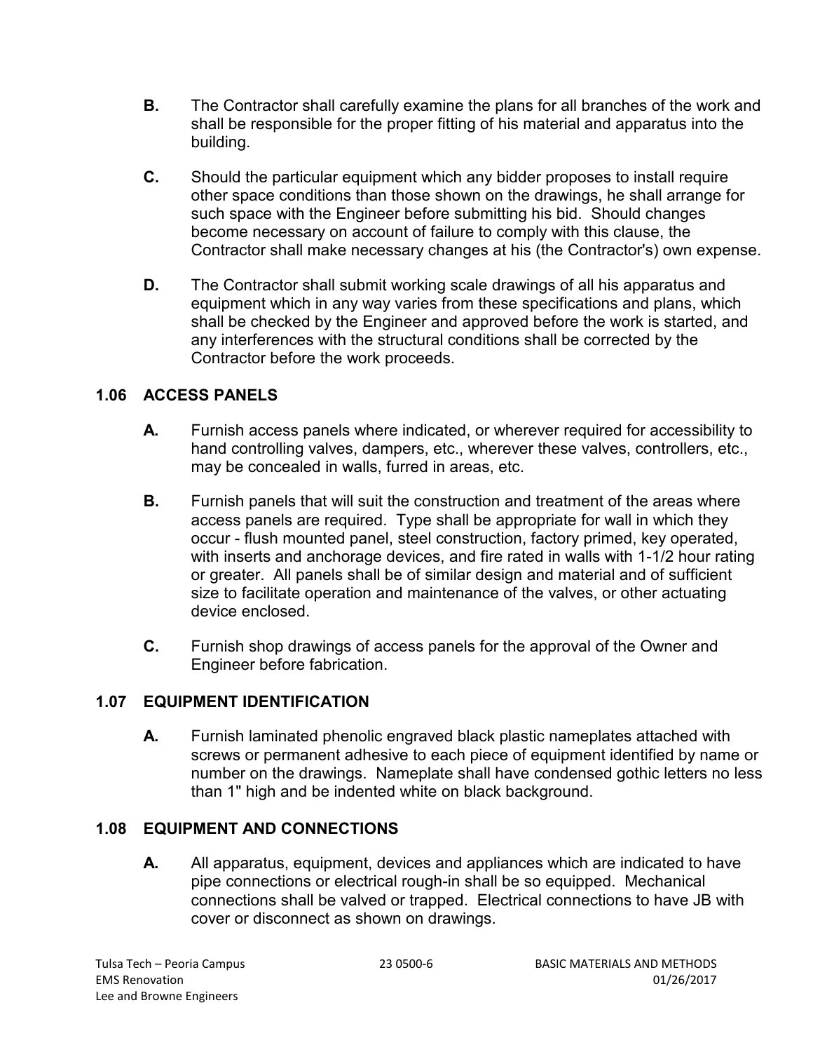**B.** The Contractor shall carefully examine the plans for all branches of the work and shall be responsible for the proper fitting of his material and apparatus into the building.

**C.** Should the particular equipment which any bidder proposes to install require other space conditions than those shown on the drawings, he shall arrange for such space with the Engineer before submitting his bid. Should changes become necessary on account of failure to comply with this clause, the Contractor shall make necessary changes at his (the Contractor's) own expense.

**D.** The Contractor shall submit working scale drawings of all his apparatus and equipment which in any way varies from these specifications and plans, which shall be checked by the Engineer and approved before the work is started, and any interferences with the structural conditions shall be corrected by the Contractor before the work proceeds.

## 1.06 ACCESS PANELS

**A.** Furnish access panels where indicated, or wherever required for accessibility to hand controlling valves, dampers, etc., wherever these valves, controllers, etc., may be concealed in walls, furred in areas, etc.

**B.** Furnish panels that will suit the construction and treatment of the areas where access panels are required. Type shall be appropriate for wall in which they occur - flush mounted panel, steel construction, factory primed, key operated, with inserts and anchorage devices, and fire rated in walls with 1-1/2 hour rating or greater. All panels shall be of similar design and material and of sufficient size to facilitate operation and maintenance of the valves, or other actuating device enclosed.

**C.** Furnish shop drawings of access panels for the approval of the Owner and Engineer before fabrication.

## 1.07 EQUIPMENT IDENTIFICATION

**A.** Furnish laminated phenolic engraved black plastic nameplates attached with screws or permanent adhesive to each piece of equipment identified by name or number on the drawings. Nameplate shall have condensed gothic letters no less than 1" high and be indented white on black background.

## 1.08 EQUIPMENT AND CONNECTIONS

**A.** All apparatus, equipment, devices and appliances which are indicated to have pipe connections or electrical rough-in shall be so equipped. Mechanical connections shall be valved or trapped. Electrical connections to have JB with cover or disconnect as shown on drawings.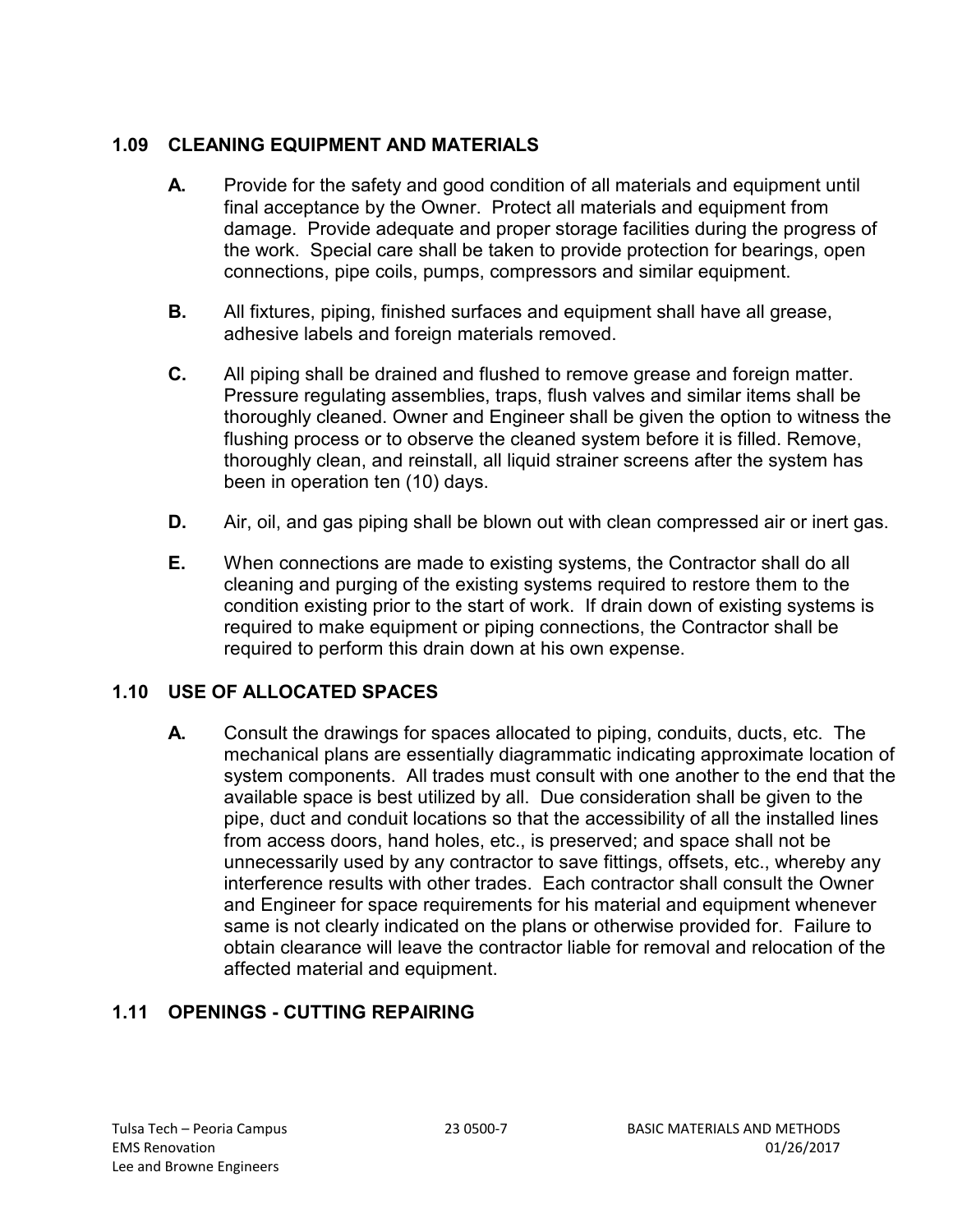## 1.09 CLEANING EQUIPMENT AND MATERIALS

**A.** Provide for the safety and good condition of all materials and equipment until final acceptance by the Owner. Protect all materials and equipment from damage. Provide adequate and proper storage facilities during the progress of the work. Special care shall be taken to provide protection for bearings, open connections, pipe coils, pumps, compressors and similar equipment.

**B.** All fixtures, piping, finished surfaces and equipment shall have all grease, adhesive labels and foreign materials removed.

**C.** All piping shall be drained and flushed to remove grease and foreign matter. Pressure regulating assemblies, traps, flush valves and similar items shall be thoroughly cleaned. Owner and Engineer shall be given the option to witness the flushing process or to observe the cleaned system before it is filled. Remove, thoroughly clean, and reinstall, all liquid strainer screens after the system has been in operation ten (10) days.

**D.** Air, oil, and gas piping shall be blown out with clean compressed air or inert gas.

**E.** When connections are made to existing systems, the Contractor shall do all cleaning and purging of the existing systems required to restore them to the condition existing prior to the start of work. If drain down of existing systems is required to make equipment or piping connections, the Contractor shall be required to perform this drain down at his own expense.

## 1.10 USE OF ALLOCATED SPACES

**A.** Consult the drawings for spaces allocated to piping, conduits, ducts, etc. The mechanical plans are essentially diagrammatic indicating approximate location of system components. All trades must consult with one another to the end that the available space is best utilized by all. Due consideration shall be given to the pipe, duct and conduit locations so that the accessibility of all the installed lines from access doors, hand holes, etc., is preserved; and space shall not be unnecessarily used by any contractor to save fittings, offsets, etc., whereby any interference results with other trades. Each contractor shall consult the Owner and Engineer for space requirements for his material and equipment whenever same is not clearly indicated on the plans or otherwise provided for. Failure to obtain clearance will leave the contractor liable for removal and relocation of the affected material and equipment.

## 1.11 OPENINGS - CUTTING REPAIRING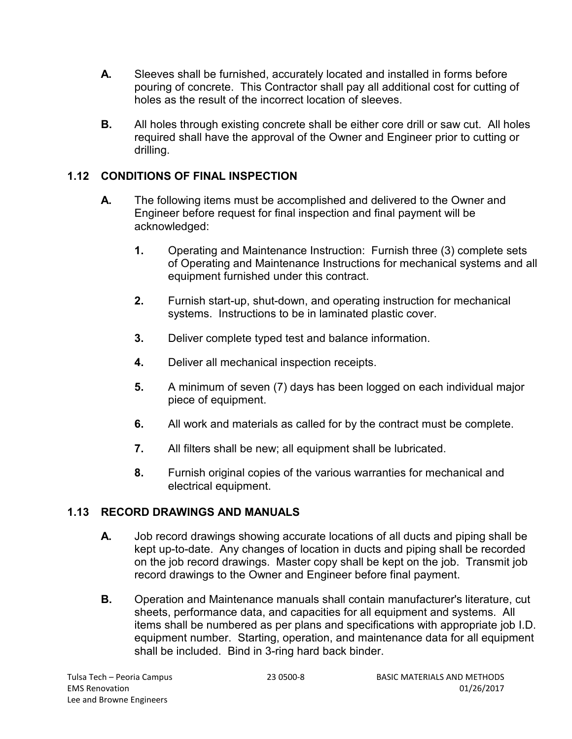**A.** Sleeves shall be furnished, accurately located and installed in forms before pouring of concrete. This Contractor shall pay all additional cost for cutting of holes as the result of the incorrect location of sleeves.

**B.** All holes through existing concrete shall be either core drill or saw cut. All holes required shall have the approval of the Owner and Engineer prior to cutting or drilling.

## 1.12 CONDITIONS OF FINAL INSPECTION

**A.** The following items must be accomplished and delivered to the Owner and Engineer before request for final inspection and final payment will be acknowledged:

**1.** Operating and Maintenance Instruction: Furnish three (3) complete sets of Operating and Maintenance Instructions for mechanical systems and all equipment furnished under this contract.

**2.** Furnish start-up, shut-down, and operating instruction for mechanical systems. Instructions to be in laminated plastic cover.

**3.** Deliver complete typed test and balance information.

**4.** Deliver all mechanical inspection receipts.

**5.** A minimum of seven (7) days has been logged on each individual major piece of equipment.

**6.** All work and materials as called for by the contract must be complete.

**7.** All filters shall be new; all equipment shall be lubricated.

**8.** Furnish original copies of the various warranties for mechanical and electrical equipment.

## 1.13 RECORD DRAWINGS AND MANUALS

**A.** Job record drawings showing accurate locations of all ducts and piping shall be kept up-to-date. Any changes of location in ducts and piping shall be recorded on the job record drawings. Master copy shall be kept on the job. Transmit job record drawings to the Owner and Engineer before final payment.

**B.** Operation and Maintenance manuals shall contain manufacturer's literature, cut sheets, performance data, and capacities for all equipment and systems. All items shall be numbered as per plans and specifications with appropriate job I.D. equipment number. Starting, operation, and maintenance data for all equipment shall be included. Bind in 3-ring hard back binder.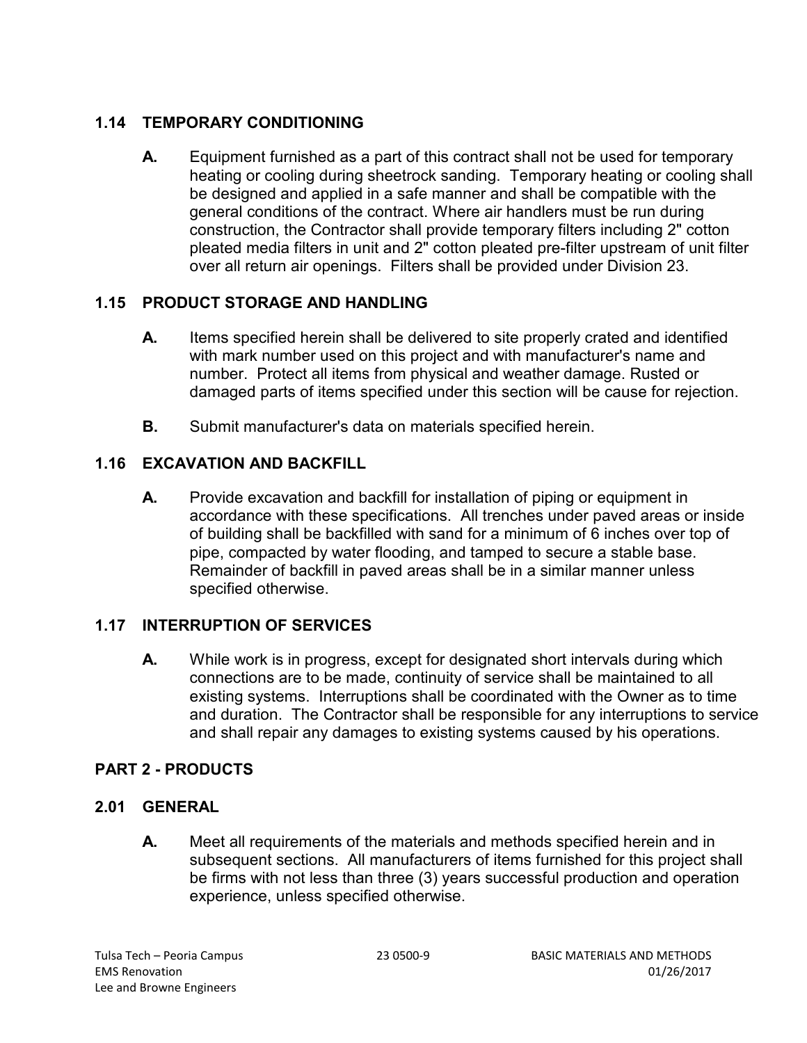## 1.14 TEMPORARY CONDITIONING

**A.** Equipment furnished as a part of this contract shall not be used for temporary heating or cooling during sheetrock sanding. Temporary heating or cooling shall be designed and applied in a safe manner and shall be compatible with the general conditions of the contract. Where air handlers must be run during construction, the Contractor shall provide temporary filters including 2" cotton pleated media filters in unit and 2" cotton pleated pre-filter upstream of unit filter over all return air openings. Filters shall be provided under Division 23.

## 1.15 PRODUCT STORAGE AND HANDLING

**A.** Items specified herein shall be delivered to site properly crated and identified with mark number used on this project and with manufacturer's name and number. Protect all items from physical and weather damage. Rusted or damaged parts of items specified under this section will be cause for rejection.

**B.** Submit manufacturer's data on materials specified herein.

## 1.16 EXCAVATION AND BACKFILL

**A.** Provide excavation and backfill for installation of piping or equipment in accordance with these specifications. All trenches under paved areas or inside of building shall be backfilled with sand for a minimum of 6 inches over top of pipe, compacted by water flooding, and tamped to secure a stable base. Remainder of backfill in paved areas shall be in a similar manner unless specified otherwise.

## 1.17 INTERRUPTION OF SERVICES

**A.** While work is in progress, except for designated short intervals during which connections are to be made, continuity of service shall be maintained to all existing systems. Interruptions shall be coordinated with the Owner as to time and duration. The Contractor shall be responsible for any interruptions to service and shall repair any damages to existing systems caused by his operations.

# PART 2 - PRODUCTS

## 2.01 GENERAL

**A.** Meet all requirements of the materials and methods specified herein and in subsequent sections. All manufacturers of items furnished for this project shall be firms with not less than three (3) years successful production and operation experience, unless specified otherwise.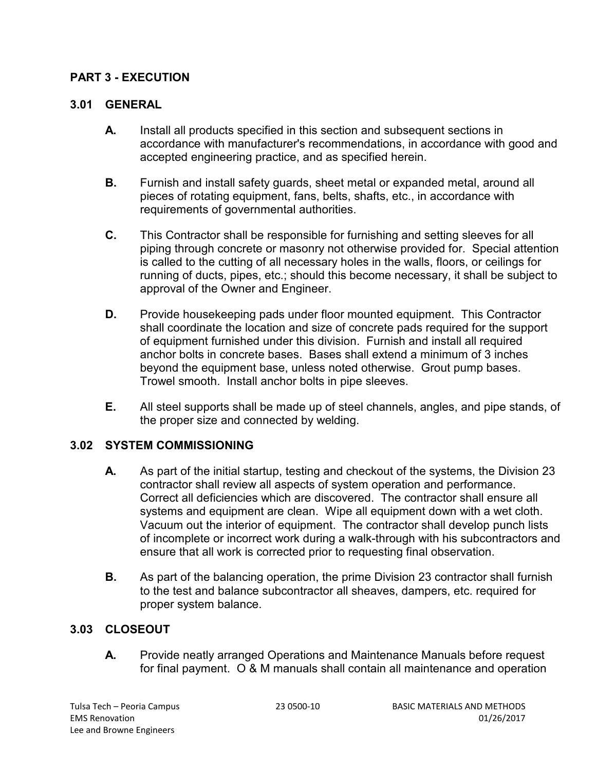## PART 3 - EXECUTION

### 3.01 GENERAL

**A.** Install all products specified in this section and subsequent sections in accordance with manufacturer's recommendations, in accordance with good and accepted engineering practice, and as specified herein.

**B.** Furnish and install safety guards, sheet metal or expanded metal, around all pieces of rotating equipment, fans, belts, shafts, etc., in accordance with requirements of governmental authorities.

**C.** This Contractor shall be responsible for furnishing and setting sleeves for all piping through concrete or masonry not otherwise provided for. Special attention is called to the cutting of all necessary holes in the walls, floors, or ceilings for running of ducts, pipes, etc.; should this become necessary, it shall be subject to approval of the Owner and Engineer.

**D.** Provide housekeeping pads under floor mounted equipment. This Contractor shall coordinate the location and size of concrete pads required for the support of equipment furnished under this division. Furnish and install all required anchor bolts in concrete bases. Bases shall extend a minimum of 3 inches beyond the equipment base, unless noted otherwise. Grout pump bases. Trowel smooth. Install anchor bolts in pipe sleeves.

**E.** All steel supports shall be made up of steel channels, angles, and pipe stands, of the proper size and connected by welding.

### 3.02 SYSTEM COMMISSIONING

**A.** As part of the initial startup, testing and checkout of the systems, the Division 23 contractor shall review all aspects of system operation and performance. Correct all deficiencies which are discovered. The contractor shall ensure all systems and equipment are clean. Wipe all equipment down with a wet cloth. Vacuum out the interior of equipment. The contractor shall develop punch lists of incomplete or incorrect work during a walk-through with his subcontractors and ensure that all work is corrected prior to requesting final observation.

**B.** As part of the balancing operation, the prime Division 23 contractor shall furnish to the test and balance subcontractor all sheaves, dampers, etc. required for proper system balance.

### 3.03 CLOSEOUT

**A.** Provide neatly arranged Operations and Maintenance Manuals before request for final payment. O & M manuals shall contain all maintenance and operation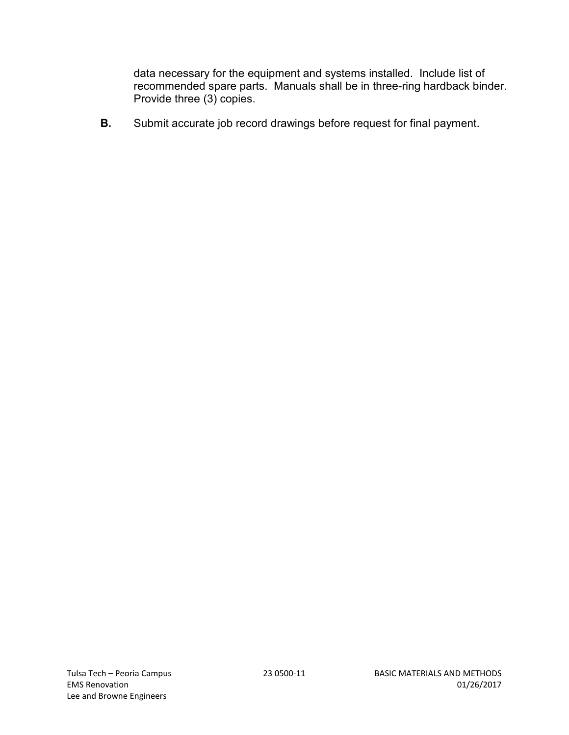data necessary for the equipment and systems installed. Include list of recommended spare parts. Manuals shall be in three-ring hardback binder. Provide three (3) copies.

**B.** Submit accurate job record drawings before request for final payment.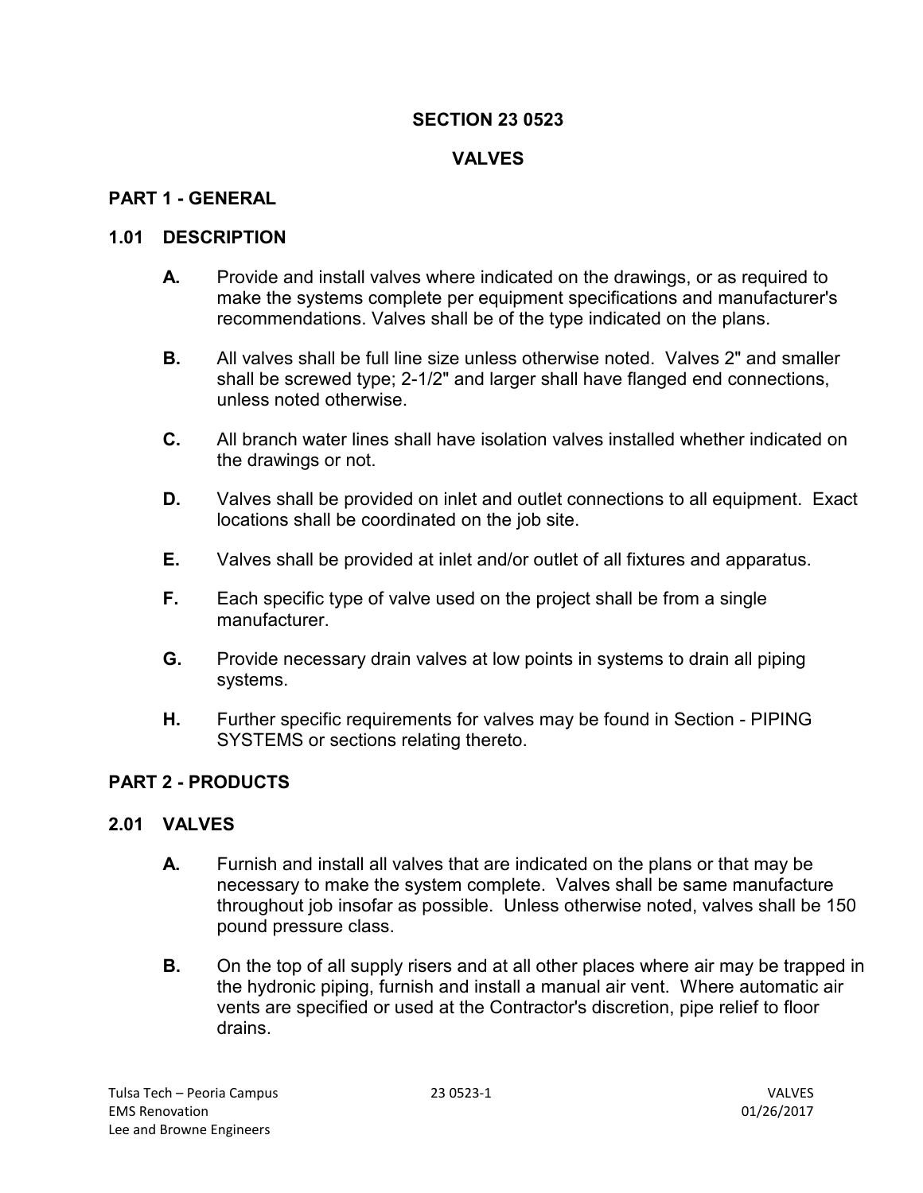# SECTION 23 0523

# VALVES

## PART 1 - GENERAL

### 1.01 DESCRIPTION

**A.** Provide and install valves where indicated on the drawings, or as required to make the systems complete per equipment specifications and manufacturer's recommendations. Valves shall be of the type indicated on the plans.

**B.** All valves shall be full line size unless otherwise noted. Valves 2" and smaller shall be screwed type; 2-1/2" and larger shall have flanged end connections, unless noted otherwise.

**C.** All branch water lines shall have isolation valves installed whether indicated on the drawings or not.

**D.** Valves shall be provided on inlet and outlet connections to all equipment. Exact locations shall be coordinated on the job site.

**E.** Valves shall be provided at inlet and/or outlet of all fixtures and apparatus.

**F.** Each specific type of valve used on the project shall be from a single manufacturer.

**G.** Provide necessary drain valves at low points in systems to drain all piping systems.

**H.** Further specific requirements for valves may be found in Section - PIPING SYSTEMS or sections relating thereto.

## PART 2 - PRODUCTS

### 2.01 VALVES

**A.** Furnish and install all valves that are indicated on the plans or that may be necessary to make the system complete. Valves shall be same manufacture throughout job insofar as possible. Unless otherwise noted, valves shall be 150 pound pressure class.

**B.** On the top of all supply risers and at all other places where air may be trapped in the hydronic piping, furnish and install a manual air vent. Where automatic air vents are specified or used at the Contractor's discretion, pipe relief to floor drains.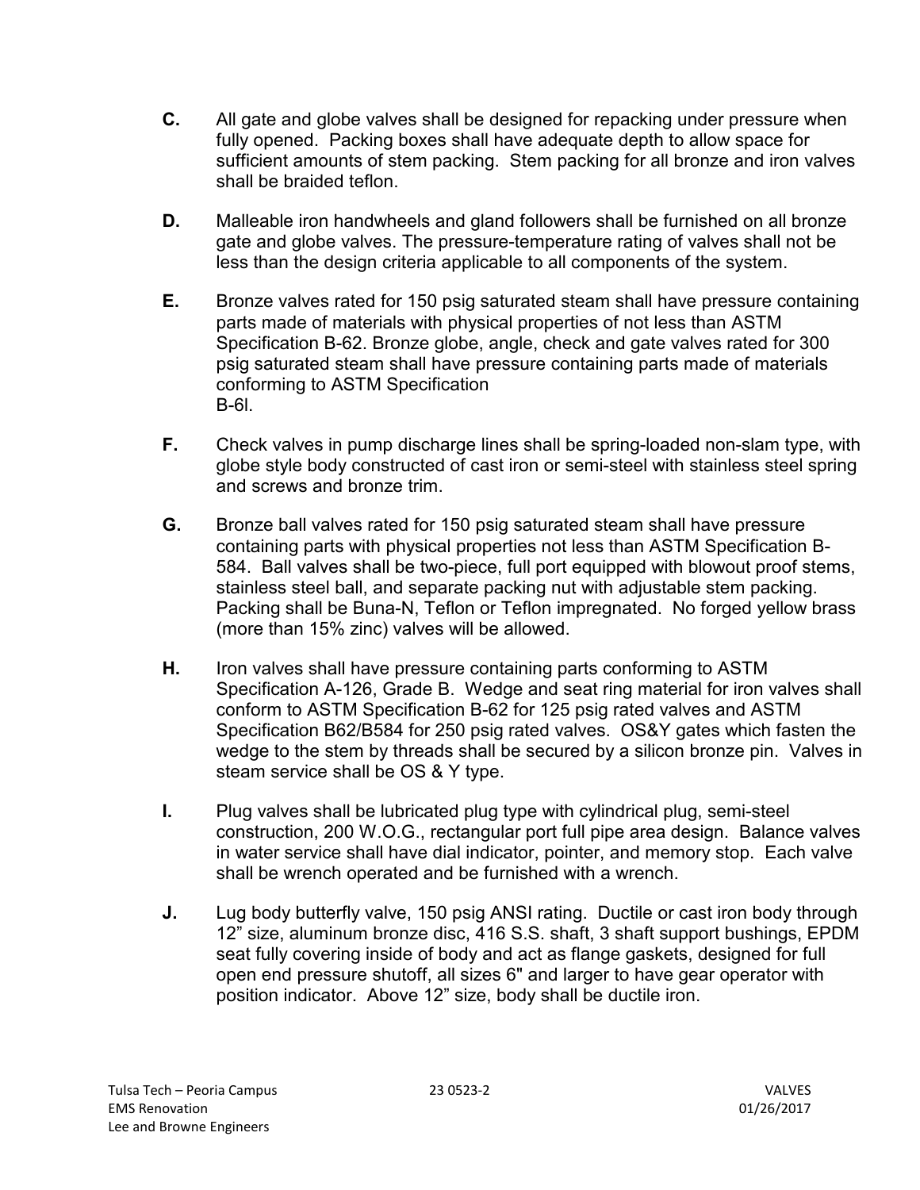**C.** All gate and globe valves shall be designed for repacking under pressure when fully opened. Packing boxes shall have adequate depth to allow space for sufficient amounts of stem packing. Stem packing for all bronze and iron valves shall be braided teflon.

**D.** Malleable iron handwheels and gland followers shall be furnished on all bronze gate and globe valves. The pressure-temperature rating of valves shall not be less than the design criteria applicable to all components of the system.

**E.** Bronze valves rated for 150 psig saturated steam shall have pressure containing parts made of materials with physical properties of not less than ASTM Specification B-62. Bronze globe, angle, check and gate valves rated for 300 psig saturated steam shall have pressure containing parts made of materials conforming to ASTM Specification B-6l.

**F.** Check valves in pump discharge lines shall be spring-loaded non-slam type, with globe style body constructed of cast iron or semi-steel with stainless steel spring and screws and bronze trim.

**G.** Bronze ball valves rated for 150 psig saturated steam shall have pressure containing parts with physical properties not less than ASTM Specification B-584. Ball valves shall be two-piece, full port equipped with blowout proof stems, stainless steel ball, and separate packing nut with adjustable stem packing. Packing shall be Buna-N, Teflon or Teflon impregnated. No forged yellow brass (more than 15% zinc) valves will be allowed.

**H.** Iron valves shall have pressure containing parts conforming to ASTM Specification A-126, Grade B. Wedge and seat ring material for iron valves shall conform to ASTM Specification B-62 for 125 psig rated valves and ASTM Specification B62/B584 for 250 psig rated valves. OS&Y gates which fasten the wedge to the stem by threads shall be secured by a silicon bronze pin. Valves in steam service shall be OS & Y type.

**I.** Plug valves shall be lubricated plug type with cylindrical plug, semi-steel construction, 200 W.O.G., rectangular port full pipe area design. Balance valves in water service shall have dial indicator, pointer, and memory stop. Each valve shall be wrench operated and be furnished with a wrench.

**J.** Lug body butterfly valve, 150 psig ANSI rating. Ductile or cast iron body through 12” size, aluminum bronze disc, 416 S.S. shaft, 3 shaft support bushings, EPDM seat fully covering inside of body and act as flange gaskets, designed for full open end pressure shutoff, all sizes 6" and larger to have gear operator with position indicator. Above 12” size, body shall be ductile iron.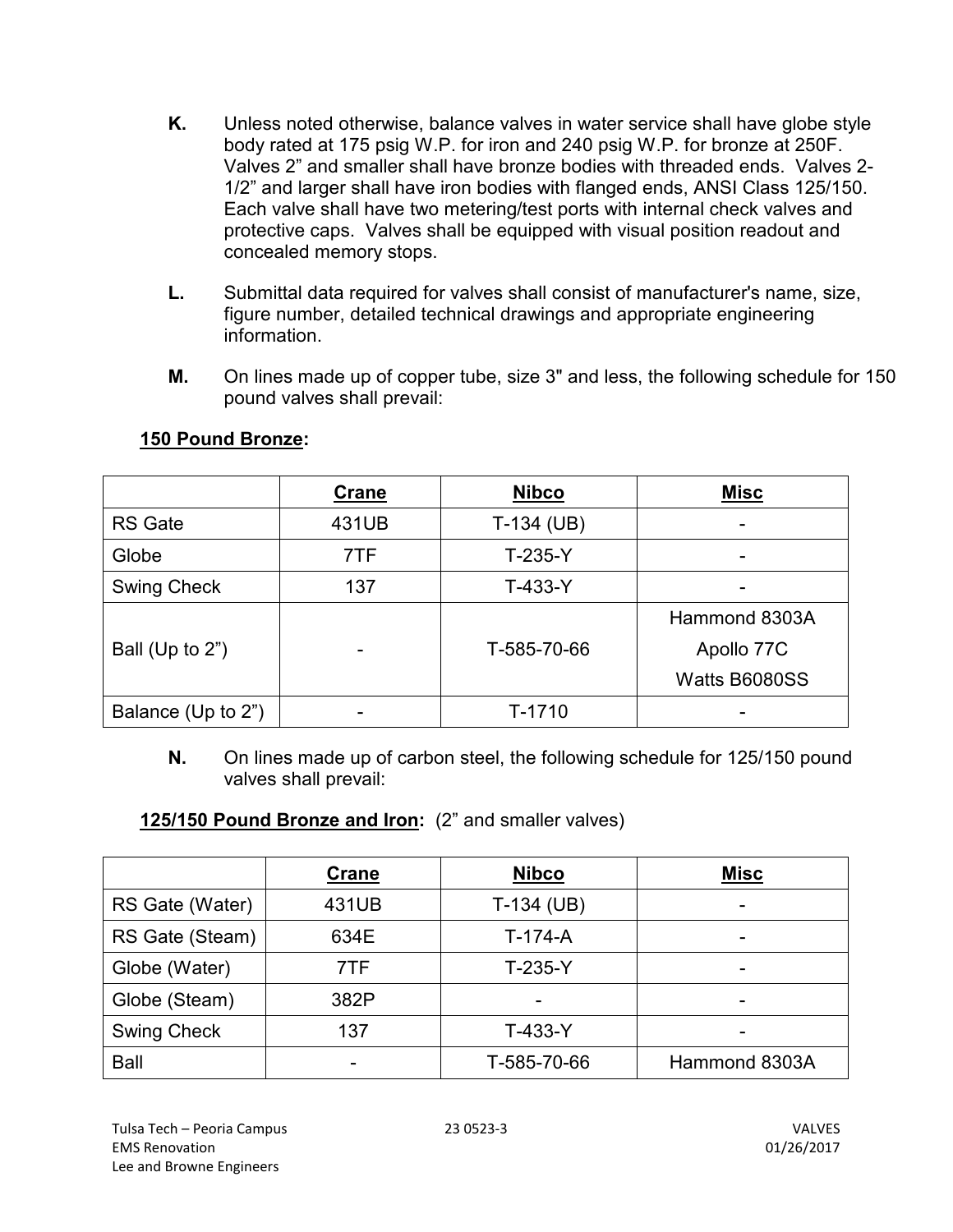**K.** Unless noted otherwise, balance valves in water service shall have globe style body rated at 175 psig W.P. for iron and 240 psig W.P. for bronze at 250F. Valves 2" and smaller shall have bronze bodies with threaded ends. Valves 2-1/2" and larger shall have iron bodies with flanged ends, ANSI Class 125/150. Each valve shall have two metering/test ports with internal check valves and protective caps. Valves shall be equipped with visual position readout and concealed memory stops.

**L.** Submittal data required for valves shall consist of manufacturer's name, size, figure number, detailed technical drawings and appropriate engineering information.

**M.** On lines made up of copper tube, size 3" and less, the following schedule for 150 pound valves shall prevail:

**150 Pound Bronze:**

| | Crane | Nibco | Misc |
|---|---|---|---|
| RS Gate | 431UB | T-134 (UB) | - |
| Globe | 7TF | T-235-Y | - |
| Swing Check | 137 | T-433-Y | - |
| Ball (Up to 2") | - | T-585-70-66 | Hammond 8303A<br>Apollo 77C<br>Watts B6080SS |
| Balance (Up to 2") | - | T-1710 | - |

**N.** On lines made up of carbon steel, the following schedule for 125/150 pound valves shall prevail:

**125/150 Pound Bronze and Iron:** (2" and smaller valves)

| | Crane | Nibco | Misc |
|---|---|---|---|
| RS Gate (Water) | 431UB | T-134 (UB) | - |
| RS Gate (Steam) | 634E | T-174-A | - |
| Globe (Water) | 7TF | T-235-Y | - |
| Globe (Steam) | 382P | - | - |
| Swing Check | 137 | T-433-Y | - |
| Ball | - | T-585-70-66 | Hammond 8303A |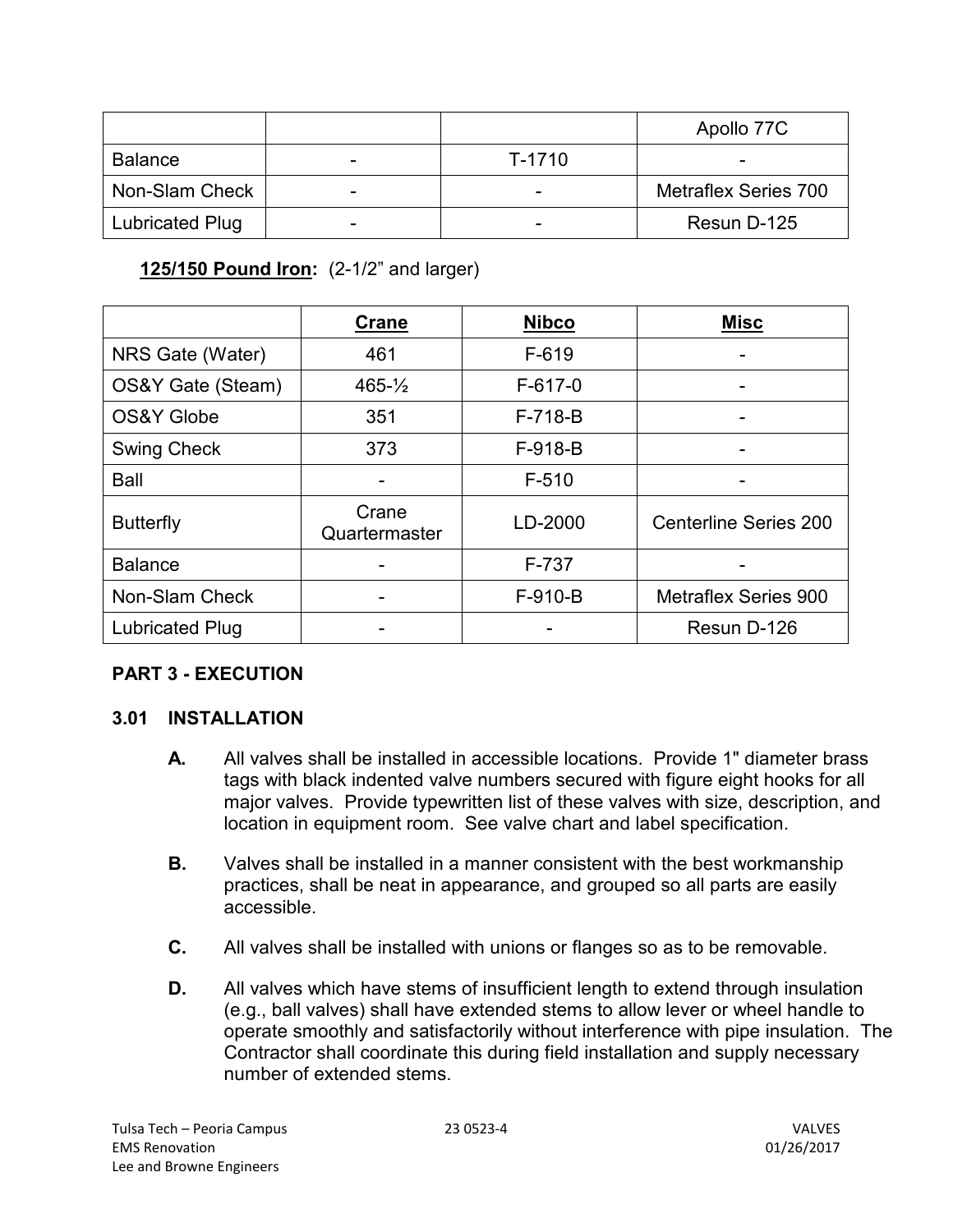| | | | Apollo 77C |
|---|---|---|---|
| Balance | - | T-1710 | - |
| Non-Slam Check | - | - | Metraflex Series 700 |
| Lubricated Plug | - | - | Resun D-125 |

**125/150 Pound Iron:** (2-1/2" and larger)

| | Crane | Nibco | Misc |
|---|---|---|---|
| NRS Gate (Water) | 461 | F-619 | - |
| OS&Y Gate (Steam) | 465-½ | F-617-0 | - |
| OS&Y Globe | 351 | F-718-B | - |
| Swing Check | 373 | F-918-B | - |
| Ball | - | F-510 | - |
| Butterfly | Crane Quartermaster | LD-2000 | Centerline Series 200 |
| Balance | - | F-737 | - |
| Non-Slam Check | - | F-910-B | Metraflex Series 900 |
| Lubricated Plug | - | - | Resun D-126 |

## PART 3 - EXECUTION

### 3.01 INSTALLATION

**A.** All valves shall be installed in accessible locations. Provide 1" diameter brass tags with black indented valve numbers secured with figure eight hooks for all major valves. Provide typewritten list of these valves with size, description, and location in equipment room. See valve chart and label specification.

**B.** Valves shall be installed in a manner consistent with the best workmanship practices, shall be neat in appearance, and grouped so all parts are easily accessible.

**C.** All valves shall be installed with unions or flanges so as to be removable.

**D.** All valves which have stems of insufficient length to extend through insulation (e.g., ball valves) shall have extended stems to allow lever or wheel handle to operate smoothly and satisfactorily without interference with pipe insulation. The Contractor shall coordinate this during field installation and supply necessary number of extended stems.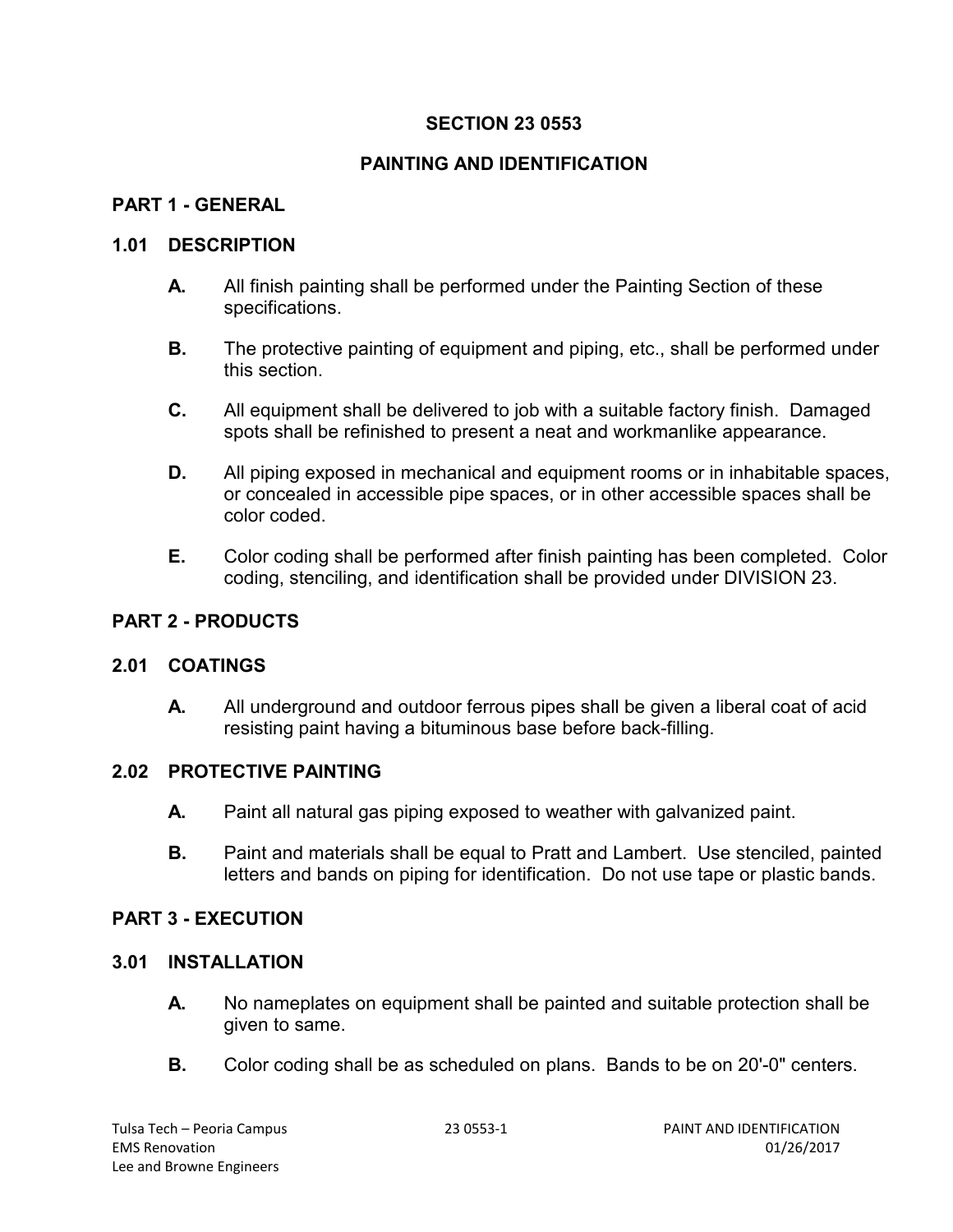# SECTION 23 0553

# PAINTING AND IDENTIFICATION

## PART 1 - GENERAL

### 1.01 DESCRIPTION

- **A.** All finish painting shall be performed under the Painting Section of these specifications.
- **B.** The protective painting of equipment and piping, etc., shall be performed under this section.
- **C.** All equipment shall be delivered to job with a suitable factory finish. Damaged spots shall be refinished to present a neat and workmanlike appearance.
- **D.** All piping exposed in mechanical and equipment rooms or in inhabitable spaces, or concealed in accessible pipe spaces, or in other accessible spaces shall be color coded.
- **E.** Color coding shall be performed after finish painting has been completed. Color coding, stenciling, and identification shall be provided under DIVISION 23.

## PART 2 - PRODUCTS

### 2.01 COATINGS

- **A.** All underground and outdoor ferrous pipes shall be given a liberal coat of acid resisting paint having a bituminous base before back-filling.

### 2.02 PROTECTIVE PAINTING

- **A.** Paint all natural gas piping exposed to weather with galvanized paint.
- **B.** Paint and materials shall be equal to Pratt and Lambert. Use stenciled, painted letters and bands on piping for identification. Do not use tape or plastic bands.

## PART 3 - EXECUTION

### 3.01 INSTALLATION

- **A.** No nameplates on equipment shall be painted and suitable protection shall be given to same.
- **B.** Color coding shall be as scheduled on plans. Bands to be on 20'-0" centers.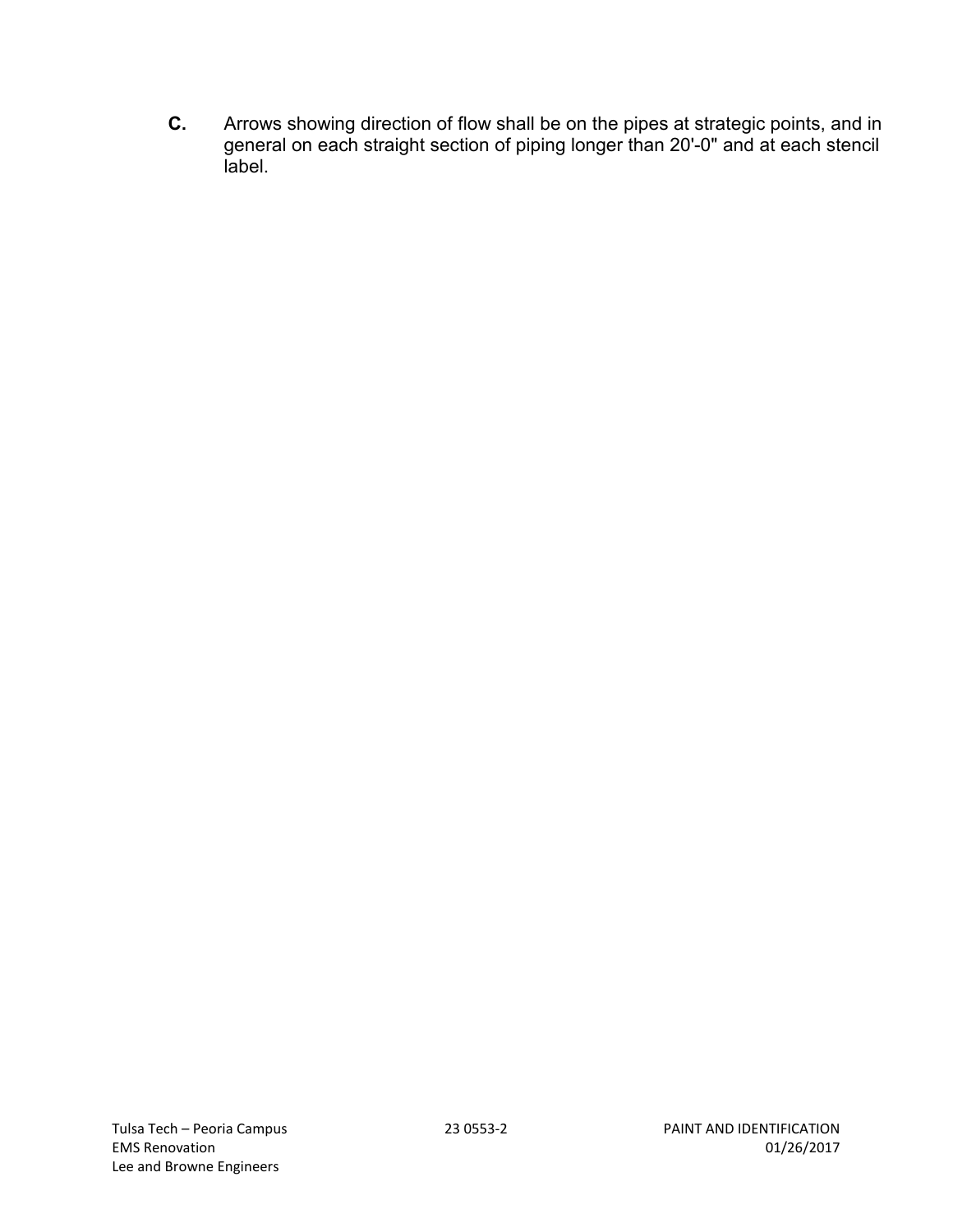**C.** Arrows showing direction of flow shall be on the pipes at strategic points, and in general on each straight section of piping longer than 20'-0" and at each stencil label.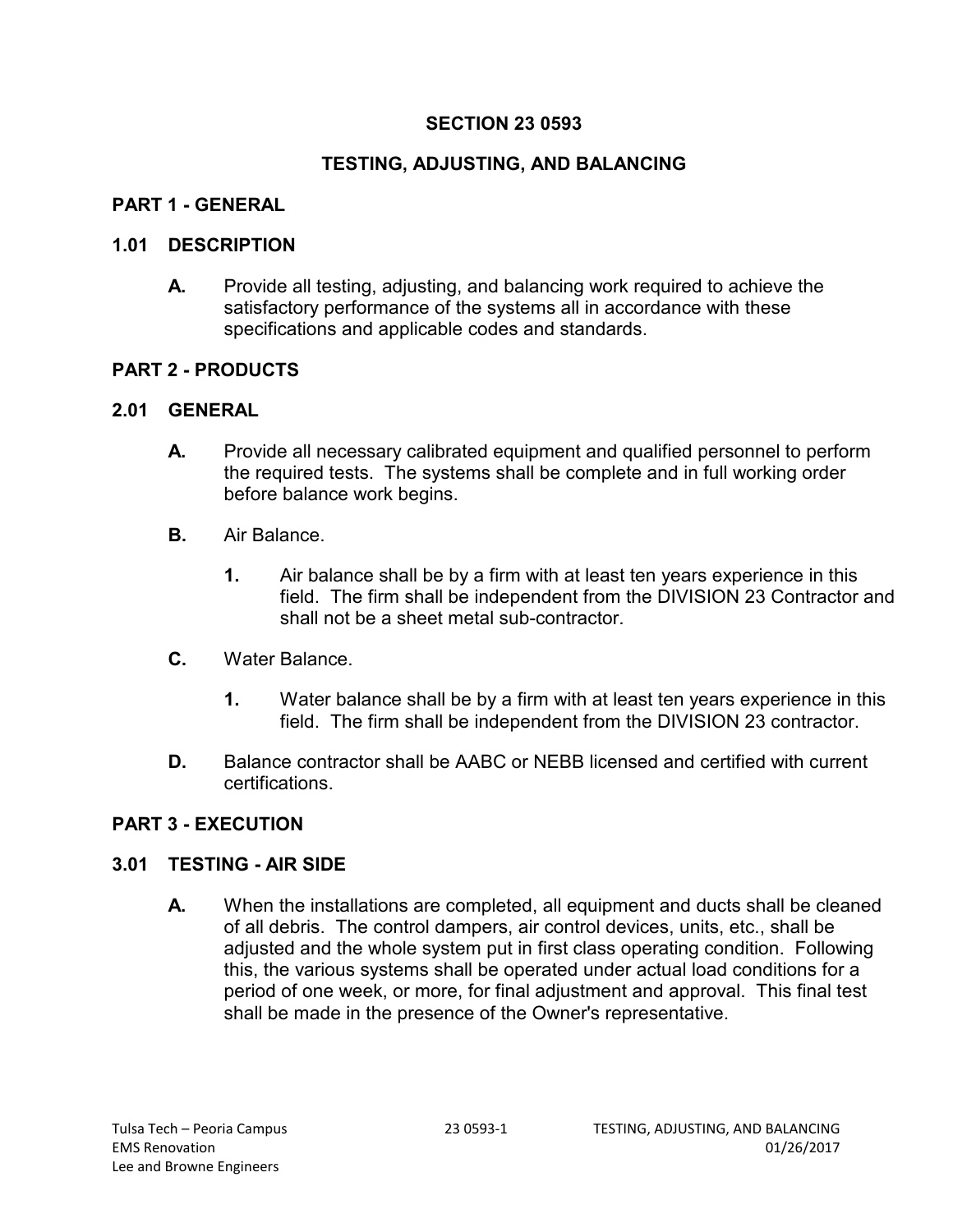# SECTION 23 0593

# TESTING, ADJUSTING, AND BALANCING

## PART 1 - GENERAL

### 1.01 DESCRIPTION

**A.** Provide all testing, adjusting, and balancing work required to achieve the satisfactory performance of the systems all in accordance with these specifications and applicable codes and standards.

## PART 2 - PRODUCTS

### 2.01 GENERAL

**A.** Provide all necessary calibrated equipment and qualified personnel to perform the required tests. The systems shall be complete and in full working order before balance work begins.

**B.** Air Balance.

**1.** Air balance shall be by a firm with at least ten years experience in this field. The firm shall be independent from the DIVISION 23 Contractor and shall not be a sheet metal sub-contractor.

**C.** Water Balance.

**1.** Water balance shall be by a firm with at least ten years experience in this field. The firm shall be independent from the DIVISION 23 contractor.

**D.** Balance contractor shall be AABC or NEBB licensed and certified with current certifications.

## PART 3 - EXECUTION

### 3.01 TESTING - AIR SIDE

**A.** When the installations are completed, all equipment and ducts shall be cleaned of all debris. The control dampers, air control devices, units, etc., shall be adjusted and the whole system put in first class operating condition. Following this, the various systems shall be operated under actual load conditions for a period of one week, or more, for final adjustment and approval. This final test shall be made in the presence of the Owner's representative.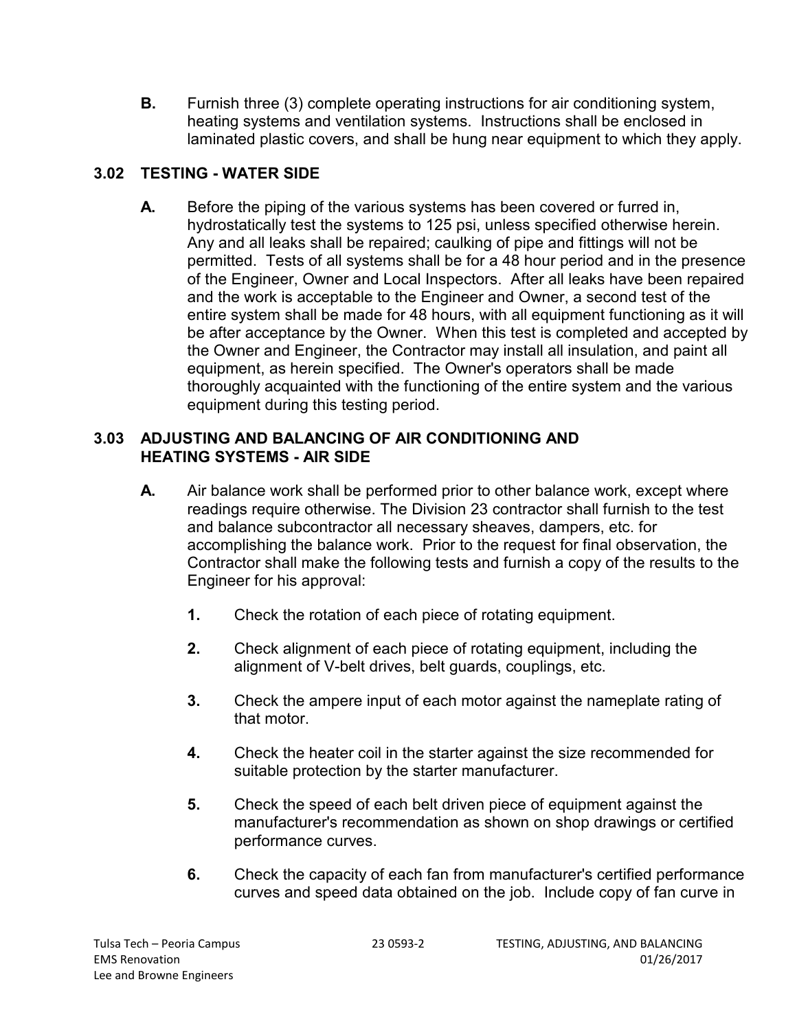**B.** Furnish three (3) complete operating instructions for air conditioning system, heating systems and ventilation systems. Instructions shall be enclosed in laminated plastic covers, and shall be hung near equipment to which they apply.

### 3.02 TESTING - WATER SIDE

**A.** Before the piping of the various systems has been covered or furred in, hydrostatically test the systems to 125 psi, unless specified otherwise herein. Any and all leaks shall be repaired; caulking of pipe and fittings will not be permitted. Tests of all systems shall be for a 48 hour period and in the presence of the Engineer, Owner and Local Inspectors. After all leaks have been repaired and the work is acceptable to the Engineer and Owner, a second test of the entire system shall be made for 48 hours, with all equipment functioning as it will be after acceptance by the Owner. When this test is completed and accepted by the Owner and Engineer, the Contractor may install all insulation, and paint all equipment, as herein specified. The Owner's operators shall be made thoroughly acquainted with the functioning of the entire system and the various equipment during this testing period.

### 3.03 ADJUSTING AND BALANCING OF AIR CONDITIONING AND HEATING SYSTEMS - AIR SIDE

**A.** Air balance work shall be performed prior to other balance work, except where readings require otherwise. The Division 23 contractor shall furnish to the test and balance subcontractor all necessary sheaves, dampers, etc. for accomplishing the balance work. Prior to the request for final observation, the Contractor shall make the following tests and furnish a copy of the results to the Engineer for his approval:

1. Check the rotation of each piece of rotating equipment.
2. Check alignment of each piece of rotating equipment, including the alignment of V-belt drives, belt guards, couplings, etc.
3. Check the ampere input of each motor against the nameplate rating of that motor.
4. Check the heater coil in the starter against the size recommended for suitable protection by the starter manufacturer.
5. Check the speed of each belt driven piece of equipment against the manufacturer's recommendation as shown on shop drawings or certified performance curves.
6. Check the capacity of each fan from manufacturer's certified performance curves and speed data obtained on the job. Include copy of fan curve in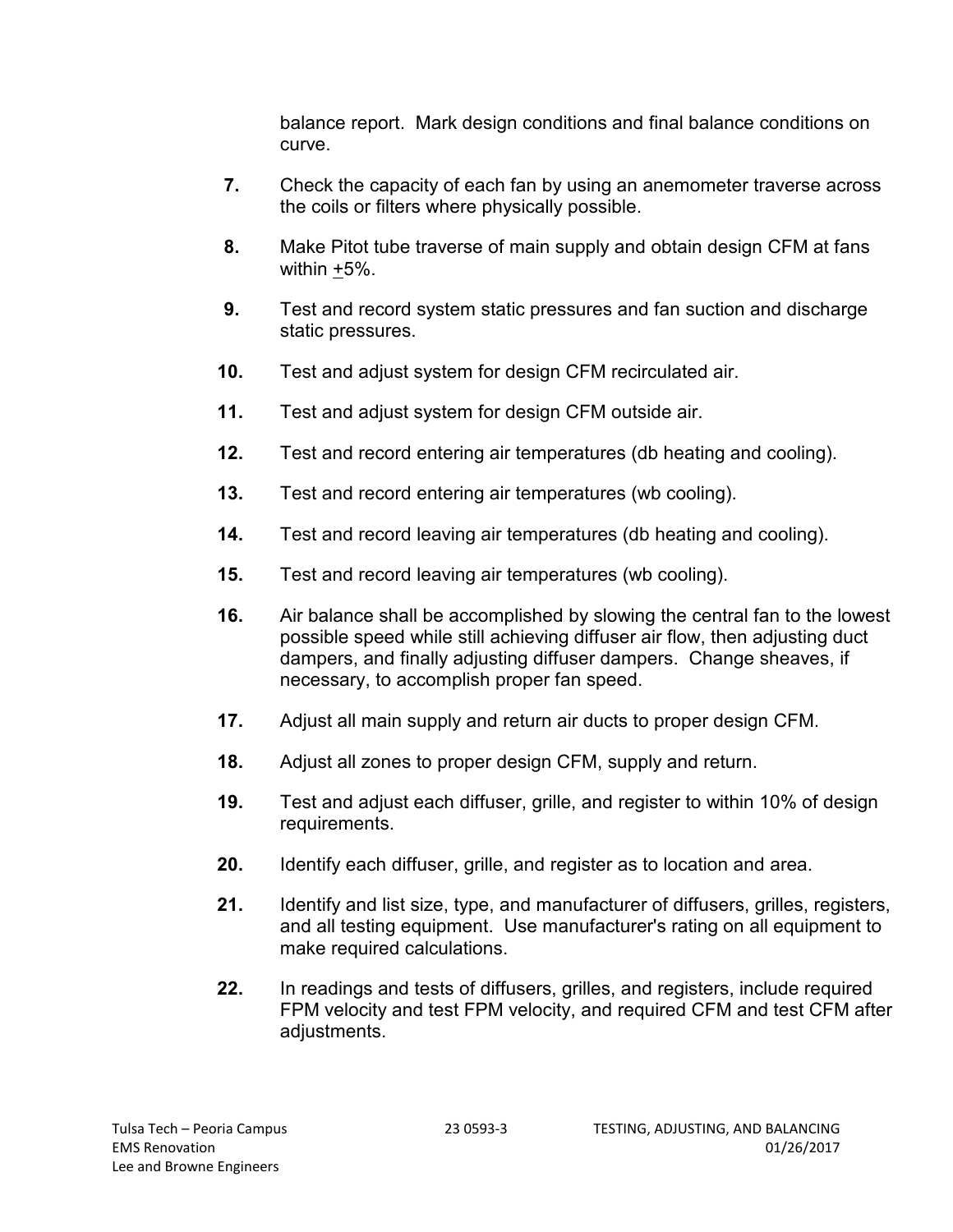balance report. Mark design conditions and final balance conditions on curve.

7. Check the capacity of each fan by using an anemometer traverse across the coils or filters where physically possible.

8. Make Pitot tube traverse of main supply and obtain design CFM at fans within ±5%.

9. Test and record system static pressures and fan suction and discharge static pressures.

10. Test and adjust system for design CFM recirculated air.

11. Test and adjust system for design CFM outside air.

12. Test and record entering air temperatures (db heating and cooling).

13. Test and record entering air temperatures (wb cooling).

14. Test and record leaving air temperatures (db heating and cooling).

15. Test and record leaving air temperatures (wb cooling).

16. Air balance shall be accomplished by slowing the central fan to the lowest possible speed while still achieving diffuser air flow, then adjusting duct dampers, and finally adjusting diffuser dampers. Change sheaves, if necessary, to accomplish proper fan speed.

17. Adjust all main supply and return air ducts to proper design CFM.

18. Adjust all zones to proper design CFM, supply and return.

19. Test and adjust each diffuser, grille, and register to within 10% of design requirements.

20. Identify each diffuser, grille, and register as to location and area.

21. Identify and list size, type, and manufacturer of diffusers, grilles, registers, and all testing equipment. Use manufacturer's rating on all equipment to make required calculations.

22. In readings and tests of diffusers, grilles, and registers, include required FPM velocity and test FPM velocity, and required CFM and test CFM after adjustments.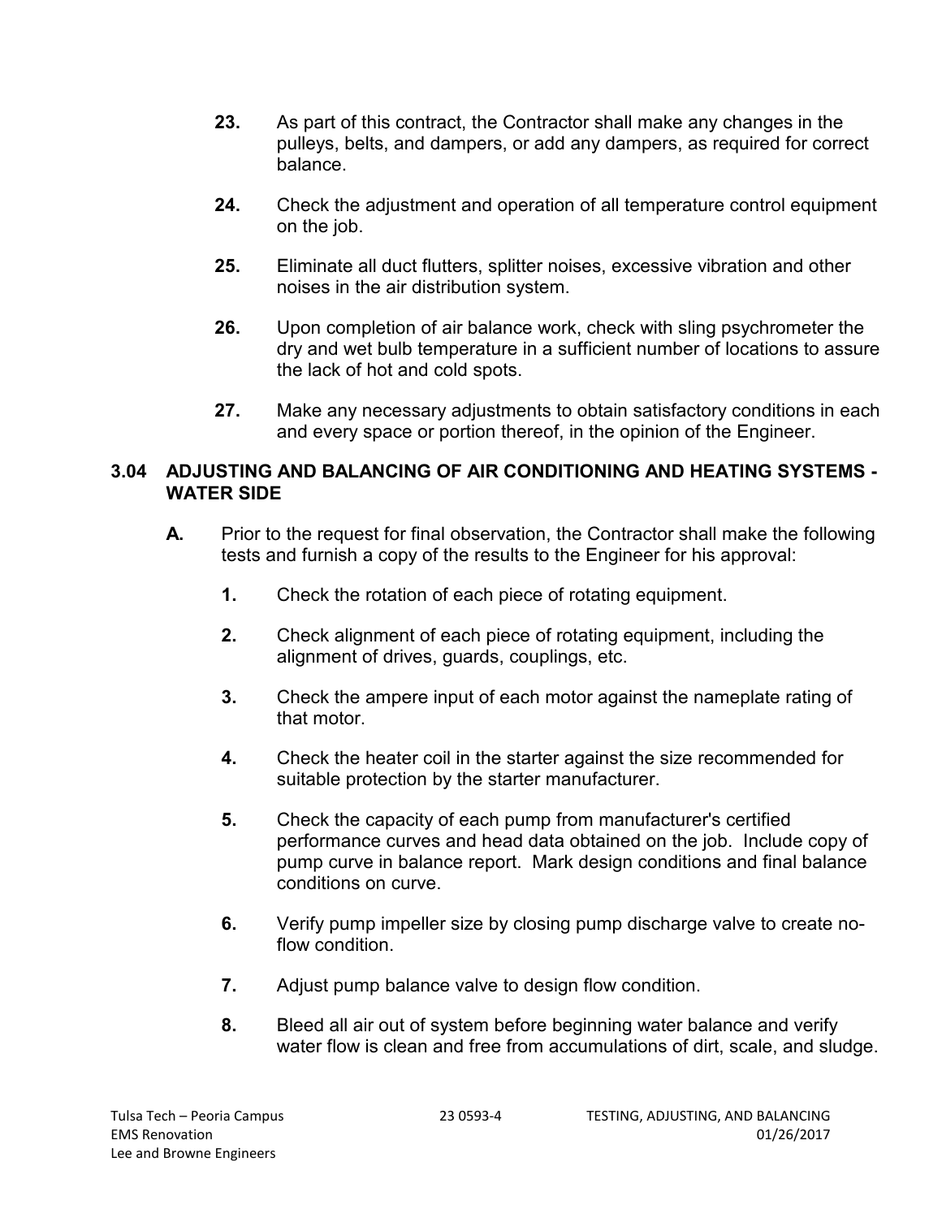**23.** As part of this contract, the Contractor shall make any changes in the pulleys, belts, and dampers, or add any dampers, as required for correct balance.

**24.** Check the adjustment and operation of all temperature control equipment on the job.

**25.** Eliminate all duct flutters, splitter noises, excessive vibration and other noises in the air distribution system.

**26.** Upon completion of air balance work, check with sling psychrometer the dry and wet bulb temperature in a sufficient number of locations to assure the lack of hot and cold spots.

**27.** Make any necessary adjustments to obtain satisfactory conditions in each and every space or portion thereof, in the opinion of the Engineer.

### 3.04 ADJUSTING AND BALANCING OF AIR CONDITIONING AND HEATING SYSTEMS - WATER SIDE

**A.** Prior to the request for final observation, the Contractor shall make the following tests and furnish a copy of the results to the Engineer for his approval:

**1.** Check the rotation of each piece of rotating equipment.

**2.** Check alignment of each piece of rotating equipment, including the alignment of drives, guards, couplings, etc.

**3.** Check the ampere input of each motor against the nameplate rating of that motor.

**4.** Check the heater coil in the starter against the size recommended for suitable protection by the starter manufacturer.

**5.** Check the capacity of each pump from manufacturer's certified performance curves and head data obtained on the job. Include copy of pump curve in balance report. Mark design conditions and final balance conditions on curve.

**6.** Verify pump impeller size by closing pump discharge valve to create no-flow condition.

**7.** Adjust pump balance valve to design flow condition.

**8.** Bleed all air out of system before beginning water balance and verify water flow is clean and free from accumulations of dirt, scale, and sludge.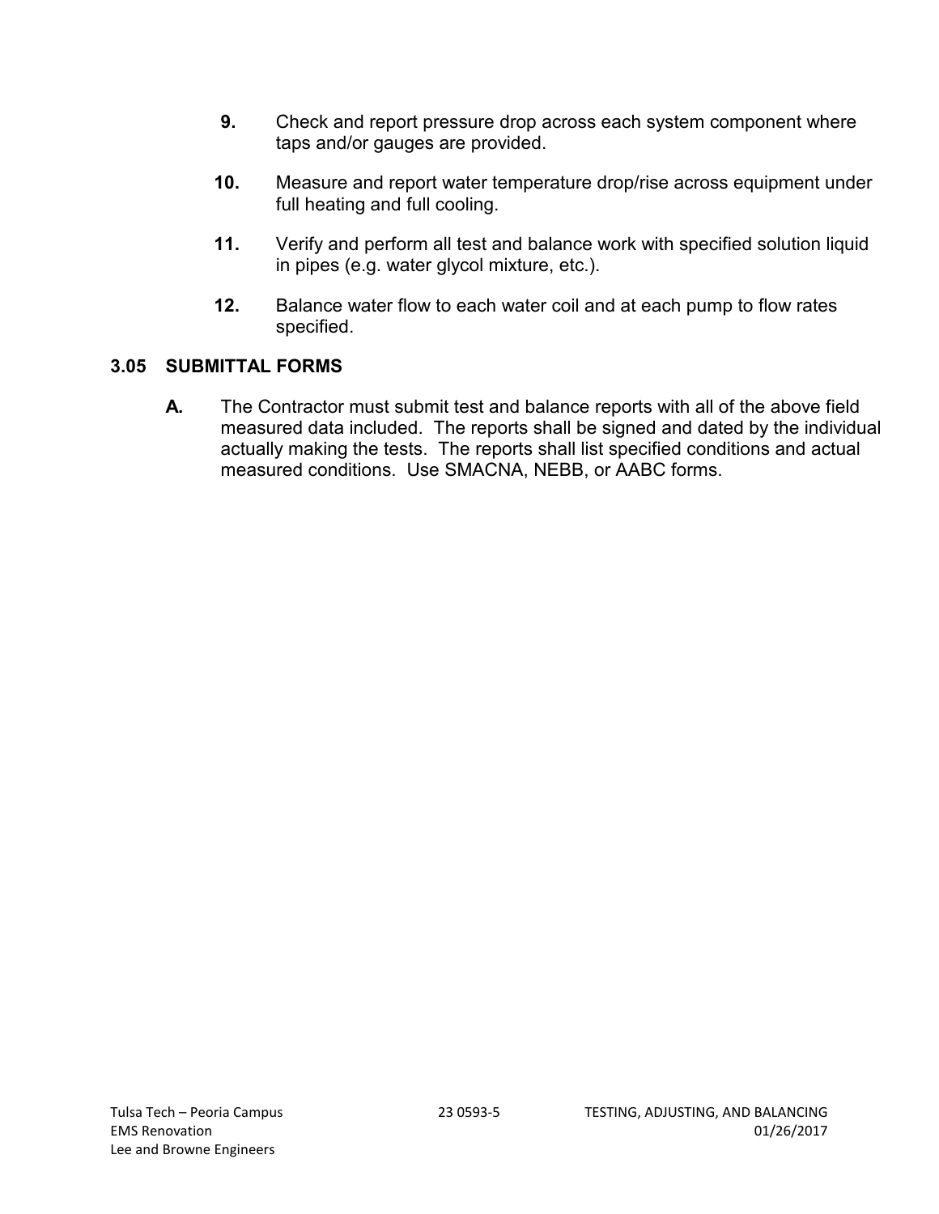9. Check and report pressure drop across each system component where taps and/or gauges are provided.

10. Measure and report water temperature drop/rise across equipment under full heating and full cooling.

11. Verify and perform all test and balance work with specified solution liquid in pipes (e.g. water glycol mixture, etc.).

12. Balance water flow to each water coil and at each pump to flow rates specified.

### 3.05 SUBMITTAL FORMS

**A.** The Contractor must submit test and balance reports with all of the above field measured data included. The reports shall be signed and dated by the individual actually making the tests. The reports shall list specified conditions and actual measured conditions. Use SMACNA, NEBB, or AABC forms.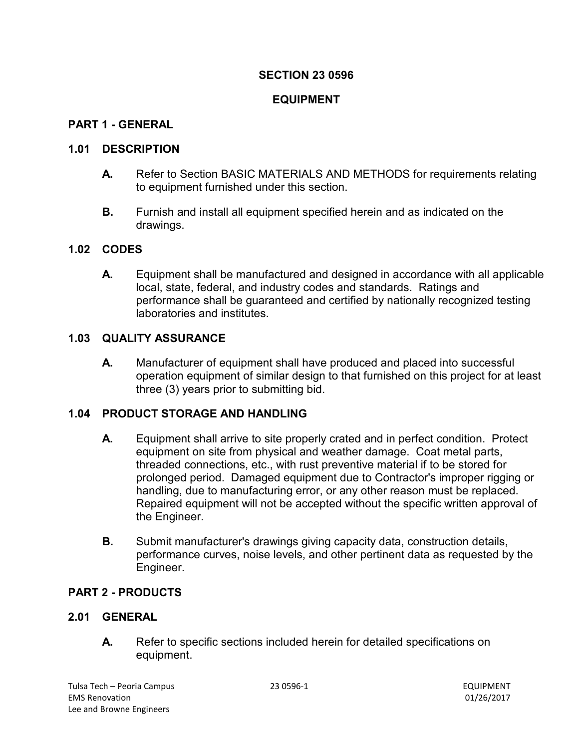# SECTION 23 0596

# EQUIPMENT

## PART 1 - GENERAL

### 1.01 DESCRIPTION

**A.** Refer to Section BASIC MATERIALS AND METHODS for requirements relating to equipment furnished under this section.

**B.** Furnish and install all equipment specified herein and as indicated on the drawings.

### 1.02 CODES

**A.** Equipment shall be manufactured and designed in accordance with all applicable local, state, federal, and industry codes and standards. Ratings and performance shall be guaranteed and certified by nationally recognized testing laboratories and institutes.

### 1.03 QUALITY ASSURANCE

**A.** Manufacturer of equipment shall have produced and placed into successful operation equipment of similar design to that furnished on this project for at least three (3) years prior to submitting bid.

### 1.04 PRODUCT STORAGE AND HANDLING

**A.** Equipment shall arrive to site properly crated and in perfect condition. Protect equipment on site from physical and weather damage. Coat metal parts, threaded connections, etc., with rust preventive material if to be stored for prolonged period. Damaged equipment due to Contractor's improper rigging or handling, due to manufacturing error, or any other reason must be replaced. Repaired equipment will not be accepted without the specific written approval of the Engineer.

**B.** Submit manufacturer's drawings giving capacity data, construction details, performance curves, noise levels, and other pertinent data as requested by the Engineer.

## PART 2 - PRODUCTS

### 2.01 GENERAL

**A.** Refer to specific sections included herein for detailed specifications on equipment.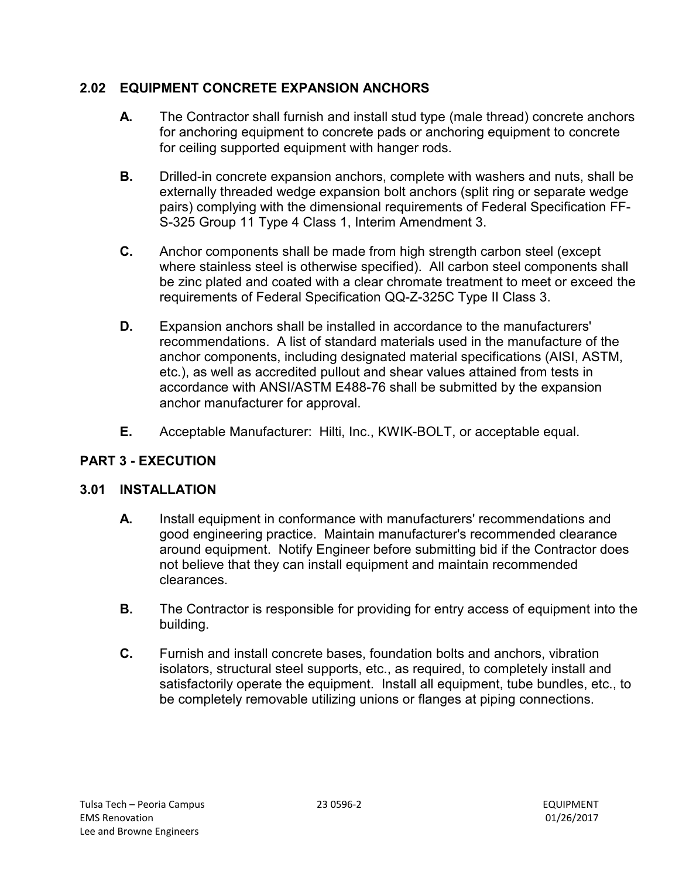### 2.02 EQUIPMENT CONCRETE EXPANSION ANCHORS

**A.** The Contractor shall furnish and install stud type (male thread) concrete anchors for anchoring equipment to concrete pads or anchoring equipment to concrete for ceiling supported equipment with hanger rods.

**B.** Drilled-in concrete expansion anchors, complete with washers and nuts, shall be externally threaded wedge expansion bolt anchors (split ring or separate wedge pairs) complying with the dimensional requirements of Federal Specification FF-S-325 Group 11 Type 4 Class 1, Interim Amendment 3.

**C.** Anchor components shall be made from high strength carbon steel (except where stainless steel is otherwise specified). All carbon steel components shall be zinc plated and coated with a clear chromate treatment to meet or exceed the requirements of Federal Specification QQ-Z-325C Type II Class 3.

**D.** Expansion anchors shall be installed in accordance to the manufacturers' recommendations. A list of standard materials used in the manufacture of the anchor components, including designated material specifications (AISI, ASTM, etc.), as well as accredited pullout and shear values attained from tests in accordance with ANSI/ASTM E488-76 shall be submitted by the expansion anchor manufacturer for approval.

**E.** Acceptable Manufacturer: Hilti, Inc., KWIK-BOLT, or acceptable equal.

## PART 3 - EXECUTION

### 3.01 INSTALLATION

**A.** Install equipment in conformance with manufacturers' recommendations and good engineering practice. Maintain manufacturer's recommended clearance around equipment. Notify Engineer before submitting bid if the Contractor does not believe that they can install equipment and maintain recommended clearances.

**B.** The Contractor is responsible for providing for entry access of equipment into the building.

**C.** Furnish and install concrete bases, foundation bolts and anchors, vibration isolators, structural steel supports, etc., as required, to completely install and satisfactorily operate the equipment. Install all equipment, tube bundles, etc., to be completely removable utilizing unions or flanges at piping connections.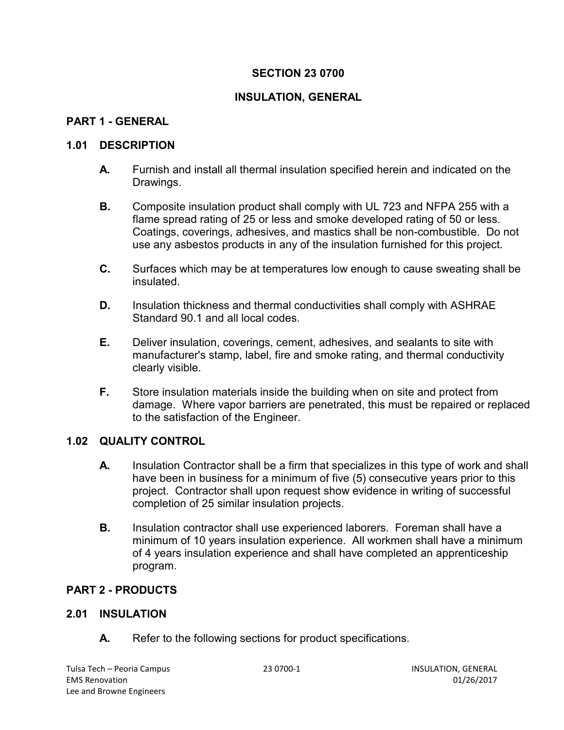# SECTION 23 0700

# INSULATION, GENERAL

## PART 1 - GENERAL

### 1.01 DESCRIPTION

**A.** Furnish and install all thermal insulation specified herein and indicated on the Drawings.

**B.** Composite insulation product shall comply with UL 723 and NFPA 255 with a flame spread rating of 25 or less and smoke developed rating of 50 or less. Coatings, coverings, adhesives, and mastics shall be non-combustible. Do not use any asbestos products in any of the insulation furnished for this project.

**C.** Surfaces which may be at temperatures low enough to cause sweating shall be insulated.

**D.** Insulation thickness and thermal conductivities shall comply with ASHRAE Standard 90.1 and all local codes.

**E.** Deliver insulation, coverings, cement, adhesives, and sealants to site with manufacturer's stamp, label, fire and smoke rating, and thermal conductivity clearly visible.

**F.** Store insulation materials inside the building when on site and protect from damage. Where vapor barriers are penetrated, this must be repaired or replaced to the satisfaction of the Engineer.

### 1.02 QUALITY CONTROL

**A.** Insulation Contractor shall be a firm that specializes in this type of work and shall have been in business for a minimum of five (5) consecutive years prior to this project. Contractor shall upon request show evidence in writing of successful completion of 25 similar insulation projects.

**B.** Insulation contractor shall use experienced laborers. Foreman shall have a minimum of 10 years insulation experience. All workmen shall have a minimum of 4 years insulation experience and shall have completed an apprenticeship program.

## PART 2 - PRODUCTS

### 2.01 INSULATION

**A.** Refer to the following sections for product specifications.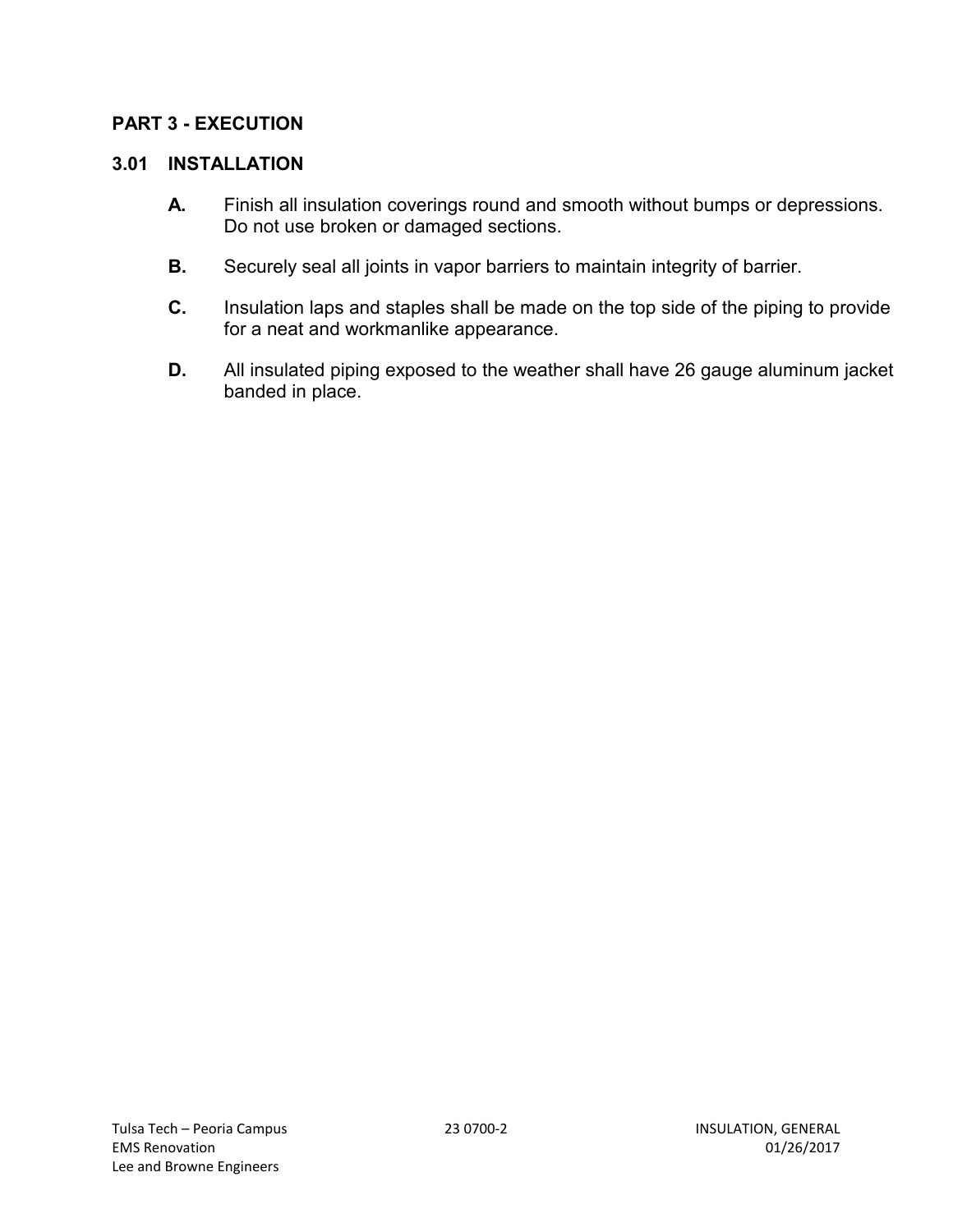## PART 3 - EXECUTION

### 3.01 INSTALLATION

**A.** Finish all insulation coverings round and smooth without bumps or depressions. Do not use broken or damaged sections.

**B.** Securely seal all joints in vapor barriers to maintain integrity of barrier.

**C.** Insulation laps and staples shall be made on the top side of the piping to provide for a neat and workmanlike appearance.

**D.** All insulated piping exposed to the weather shall have 26 gauge aluminum jacket banded in place.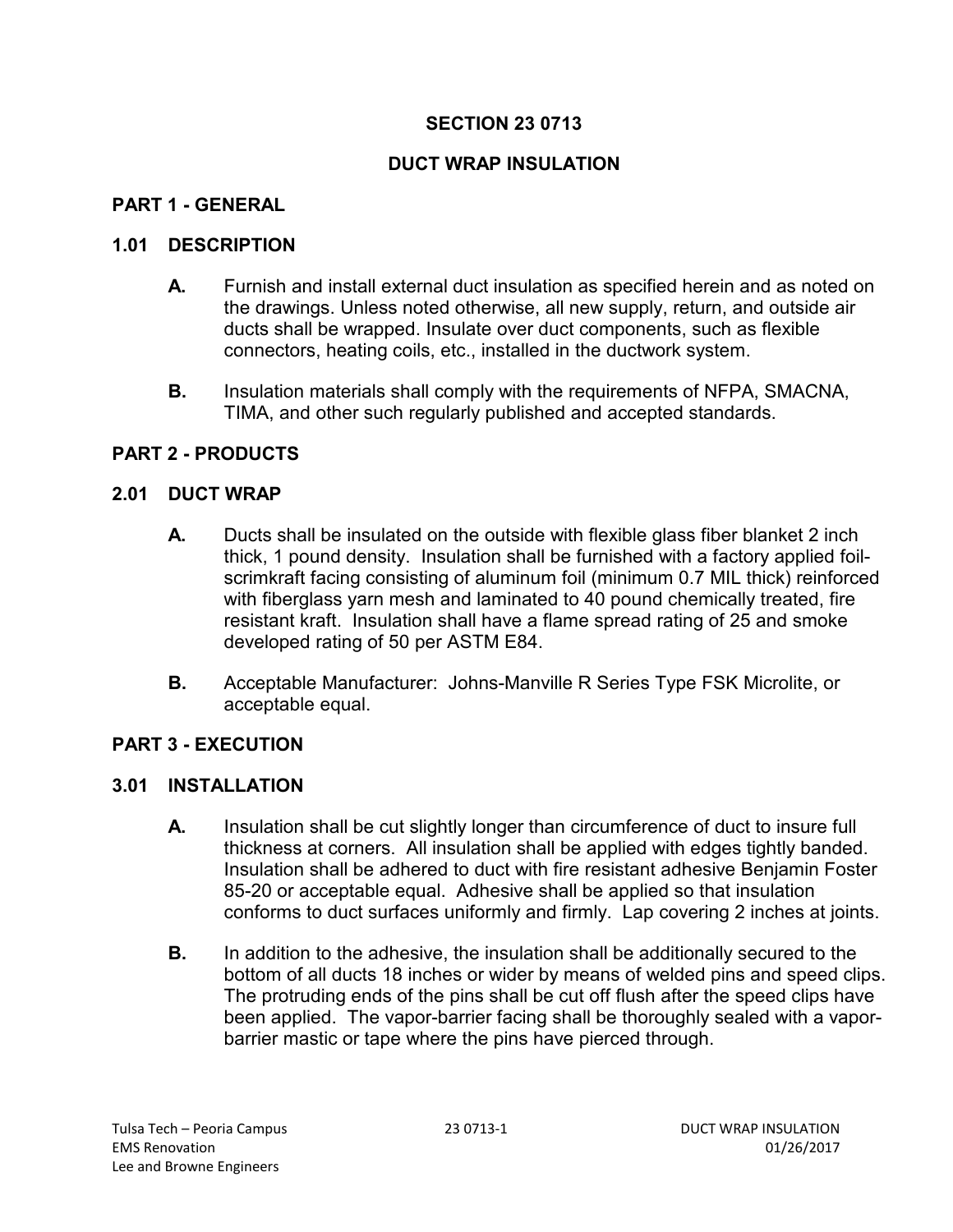# SECTION 23 0713

# DUCT WRAP INSULATION

## PART 1 - GENERAL

### 1.01 DESCRIPTION

**A.** Furnish and install external duct insulation as specified herein and as noted on the drawings. Unless noted otherwise, all new supply, return, and outside air ducts shall be wrapped. Insulate over duct components, such as flexible connectors, heating coils, etc., installed in the ductwork system.

**B.** Insulation materials shall comply with the requirements of NFPA, SMACNA, TIMA, and other such regularly published and accepted standards.

## PART 2 - PRODUCTS

### 2.01 DUCT WRAP

**A.** Ducts shall be insulated on the outside with flexible glass fiber blanket 2 inch thick, 1 pound density. Insulation shall be furnished with a factory applied foil-scrimkraft facing consisting of aluminum foil (minimum 0.7 MIL thick) reinforced with fiberglass yarn mesh and laminated to 40 pound chemically treated, fire resistant kraft. Insulation shall have a flame spread rating of 25 and smoke developed rating of 50 per ASTM E84.

**B.** Acceptable Manufacturer: Johns-Manville R Series Type FSK Microlite, or acceptable equal.

## PART 3 - EXECUTION

### 3.01 INSTALLATION

**A.** Insulation shall be cut slightly longer than circumference of duct to insure full thickness at corners. All insulation shall be applied with edges tightly banded. Insulation shall be adhered to duct with fire resistant adhesive Benjamin Foster 85-20 or acceptable equal. Adhesive shall be applied so that insulation conforms to duct surfaces uniformly and firmly. Lap covering 2 inches at joints.

**B.** In addition to the adhesive, the insulation shall be additionally secured to the bottom of all ducts 18 inches or wider by means of welded pins and speed clips. The protruding ends of the pins shall be cut off flush after the speed clips have been applied. The vapor-barrier facing shall be thoroughly sealed with a vapor-barrier mastic or tape where the pins have pierced through.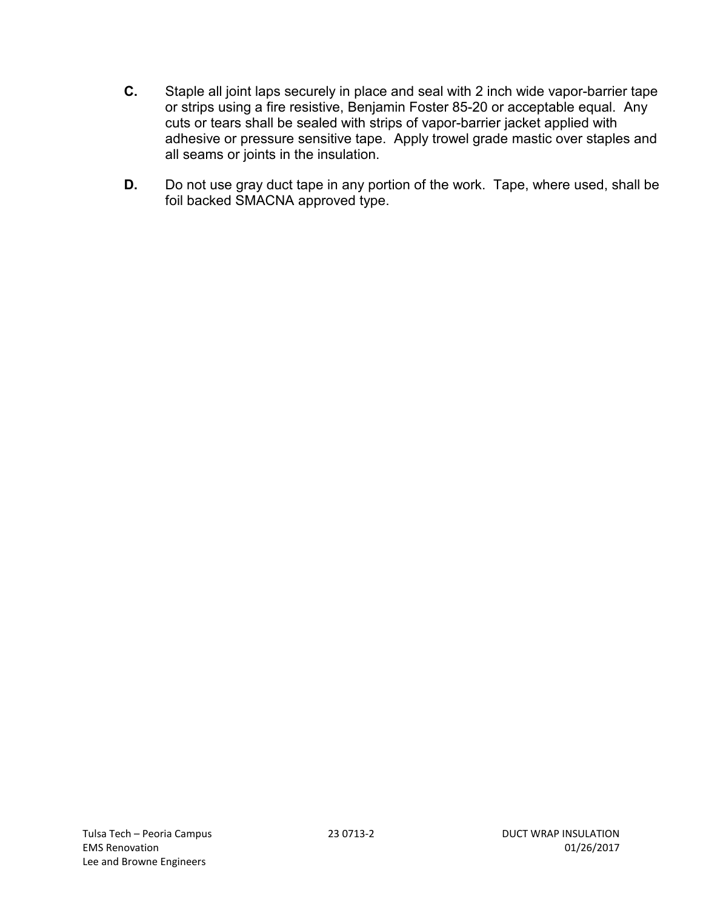**C.** Staple all joint laps securely in place and seal with 2 inch wide vapor-barrier tape or strips using a fire resistive, Benjamin Foster 85-20 or acceptable equal. Any cuts or tears shall be sealed with strips of vapor-barrier jacket applied with adhesive or pressure sensitive tape. Apply trowel grade mastic over staples and all seams or joints in the insulation.

**D.** Do not use gray duct tape in any portion of the work. Tape, where used, shall be foil backed SMACNA approved type.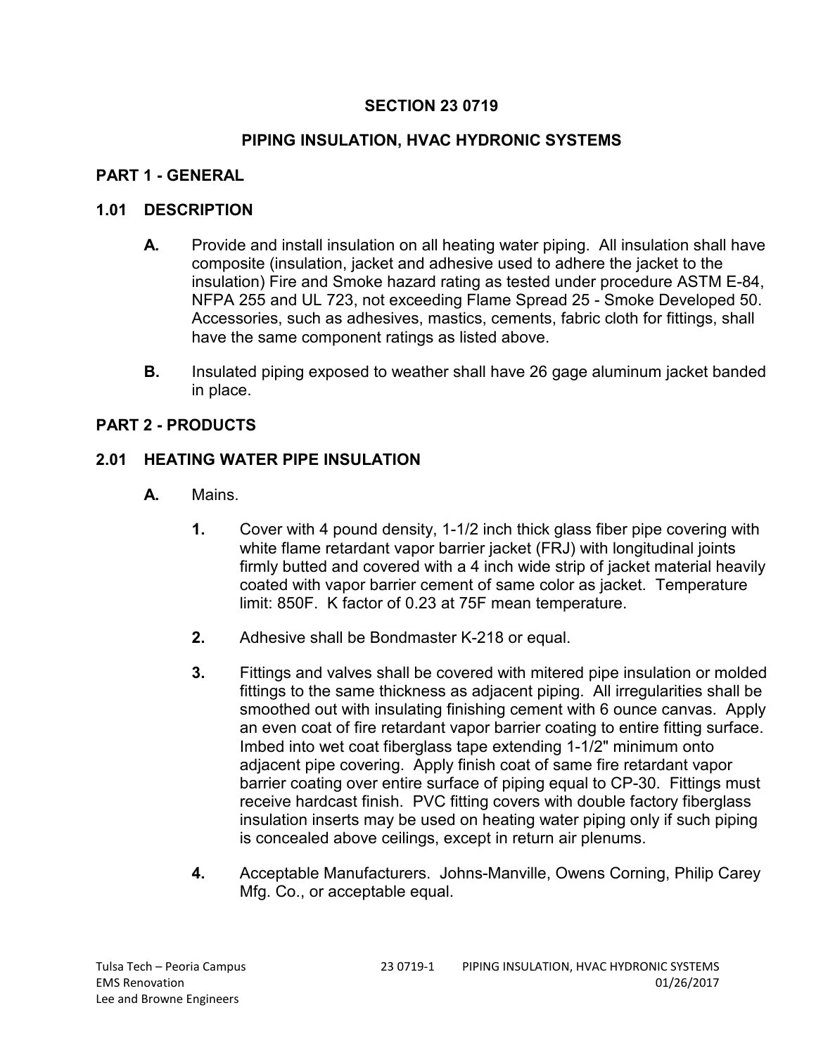# SECTION 23 0719

## PIPING INSULATION, HVAC HYDRONIC SYSTEMS

## PART 1 - GENERAL

### 1.01 DESCRIPTION

**A.** Provide and install insulation on all heating water piping. All insulation shall have composite (insulation, jacket and adhesive used to adhere the jacket to the insulation) Fire and Smoke hazard rating as tested under procedure ASTM E-84, NFPA 255 and UL 723, not exceeding Flame Spread 25 - Smoke Developed 50. Accessories, such as adhesives, mastics, cements, fabric cloth for fittings, shall have the same component ratings as listed above.

**B.** Insulated piping exposed to weather shall have 26 gage aluminum jacket banded in place.

## PART 2 - PRODUCTS

### 2.01 HEATING WATER PIPE INSULATION

**A.** Mains.

1. Cover with 4 pound density, 1-1/2 inch thick glass fiber pipe covering with white flame retardant vapor barrier jacket (FRJ) with longitudinal joints firmly butted and covered with a 4 inch wide strip of jacket material heavily coated with vapor barrier cement of same color as jacket. Temperature limit: 850F. K factor of 0.23 at 75F mean temperature.

2. Adhesive shall be Bondmaster K-218 or equal.

3. Fittings and valves shall be covered with mitered pipe insulation or molded fittings to the same thickness as adjacent piping. All irregularities shall be smoothed out with insulating finishing cement with 6 ounce canvas. Apply an even coat of fire retardant vapor barrier coating to entire fitting surface. Imbed into wet coat fiberglass tape extending 1-1/2" minimum onto adjacent pipe covering. Apply finish coat of same fire retardant vapor barrier coating over entire surface of piping equal to CP-30. Fittings must receive hardcast finish. PVC fitting covers with double factory fiberglass insulation inserts may be used on heating water piping only if such piping is concealed above ceilings, except in return air plenums.

4. Acceptable Manufacturers. Johns-Manville, Owens Corning, Philip Carey Mfg. Co., or acceptable equal.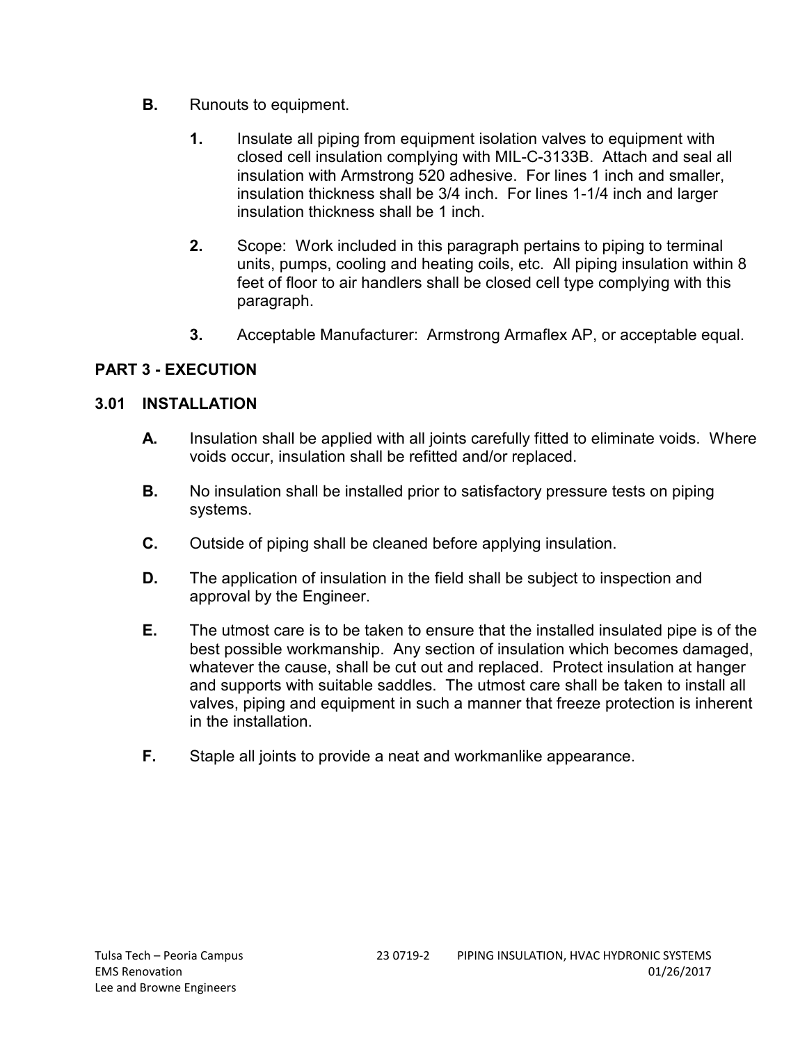**B.** Runouts to equipment.

1. Insulate all piping from equipment isolation valves to equipment with closed cell insulation complying with MIL-C-3133B. Attach and seal all insulation with Armstrong 520 adhesive. For lines 1 inch and smaller, insulation thickness shall be 3/4 inch. For lines 1-1/4 inch and larger insulation thickness shall be 1 inch.

2. Scope: Work included in this paragraph pertains to piping to terminal units, pumps, cooling and heating coils, etc. All piping insulation within 8 feet of floor to air handlers shall be closed cell type complying with this paragraph.

3. Acceptable Manufacturer: Armstrong Armaflex AP, or acceptable equal.

## PART 3 - EXECUTION

### 3.01 INSTALLATION

**A.** Insulation shall be applied with all joints carefully fitted to eliminate voids. Where voids occur, insulation shall be refitted and/or replaced.

**B.** No insulation shall be installed prior to satisfactory pressure tests on piping systems.

**C.** Outside of piping shall be cleaned before applying insulation.

**D.** The application of insulation in the field shall be subject to inspection and approval by the Engineer.

**E.** The utmost care is to be taken to ensure that the installed insulated pipe is of the best possible workmanship. Any section of insulation which becomes damaged, whatever the cause, shall be cut out and replaced. Protect insulation at hanger and supports with suitable saddles. The utmost care shall be taken to install all valves, piping and equipment in such a manner that freeze protection is inherent in the installation.

**F.** Staple all joints to provide a neat and workmanlike appearance.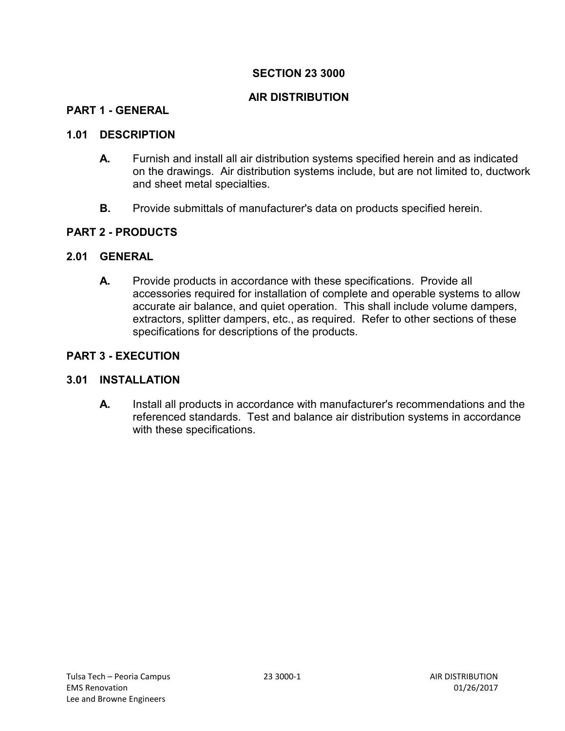# SECTION 23 3000

# AIR DISTRIBUTION

## PART 1 - GENERAL

### 1.01 DESCRIPTION

**A.** Furnish and install all air distribution systems specified herein and as indicated on the drawings. Air distribution systems include, but are not limited to, ductwork and sheet metal specialties.

**B.** Provide submittals of manufacturer's data on products specified herein.

## PART 2 - PRODUCTS

### 2.01 GENERAL

**A.** Provide products in accordance with these specifications. Provide all accessories required for installation of complete and operable systems to allow accurate air balance, and quiet operation. This shall include volume dampers, extractors, splitter dampers, etc., as required. Refer to other sections of these specifications for descriptions of the products.

## PART 3 - EXECUTION

### 3.01 INSTALLATION

**A.** Install all products in accordance with manufacturer's recommendations and the referenced standards. Test and balance air distribution systems in accordance with these specifications.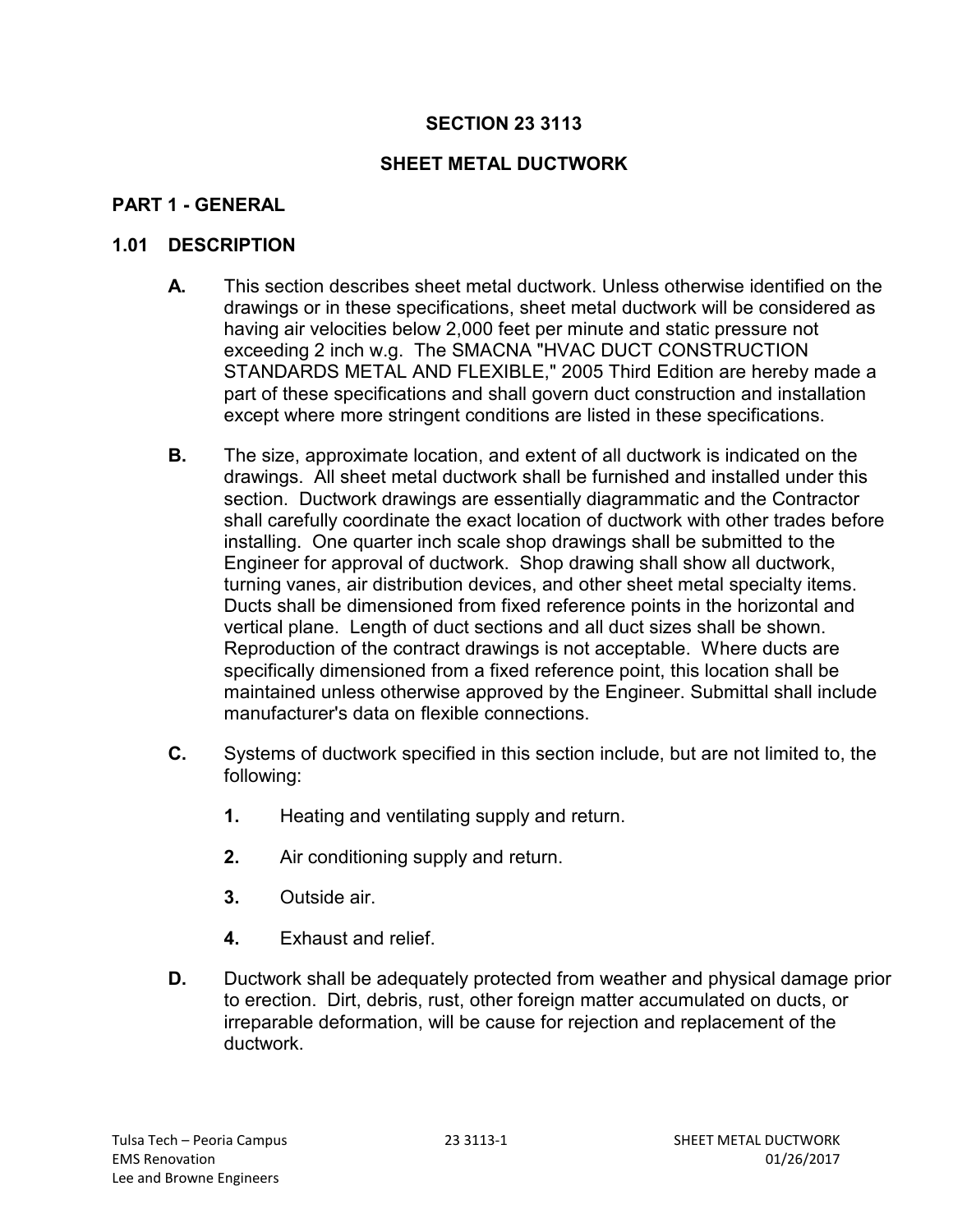# SECTION 23 3113

# SHEET METAL DUCTWORK

## PART 1 - GENERAL

### 1.01 DESCRIPTION

**A.** This section describes sheet metal ductwork. Unless otherwise identified on the drawings or in these specifications, sheet metal ductwork will be considered as having air velocities below 2,000 feet per minute and static pressure not exceeding 2 inch w.g. The SMACNA "HVAC DUCT CONSTRUCTION STANDARDS METAL AND FLEXIBLE," 2005 Third Edition are hereby made a part of these specifications and shall govern duct construction and installation except where more stringent conditions are listed in these specifications.

**B.** The size, approximate location, and extent of all ductwork is indicated on the drawings. All sheet metal ductwork shall be furnished and installed under this section. Ductwork drawings are essentially diagrammatic and the Contractor shall carefully coordinate the exact location of ductwork with other trades before installing. One quarter inch scale shop drawings shall be submitted to the Engineer for approval of ductwork. Shop drawing shall show all ductwork, turning vanes, air distribution devices, and other sheet metal specialty items. Ducts shall be dimensioned from fixed reference points in the horizontal and vertical plane. Length of duct sections and all duct sizes shall be shown. Reproduction of the contract drawings is not acceptable. Where ducts are specifically dimensioned from a fixed reference point, this location shall be maintained unless otherwise approved by the Engineer. Submittal shall include manufacturer's data on flexible connections.

**C.** Systems of ductwork specified in this section include, but are not limited to, the following:

1. Heating and ventilating supply and return.
2. Air conditioning supply and return.
3. Outside air.
4. Exhaust and relief.

**D.** Ductwork shall be adequately protected from weather and physical damage prior to erection. Dirt, debris, rust, other foreign matter accumulated on ducts, or irreparable deformation, will be cause for rejection and replacement of the ductwork.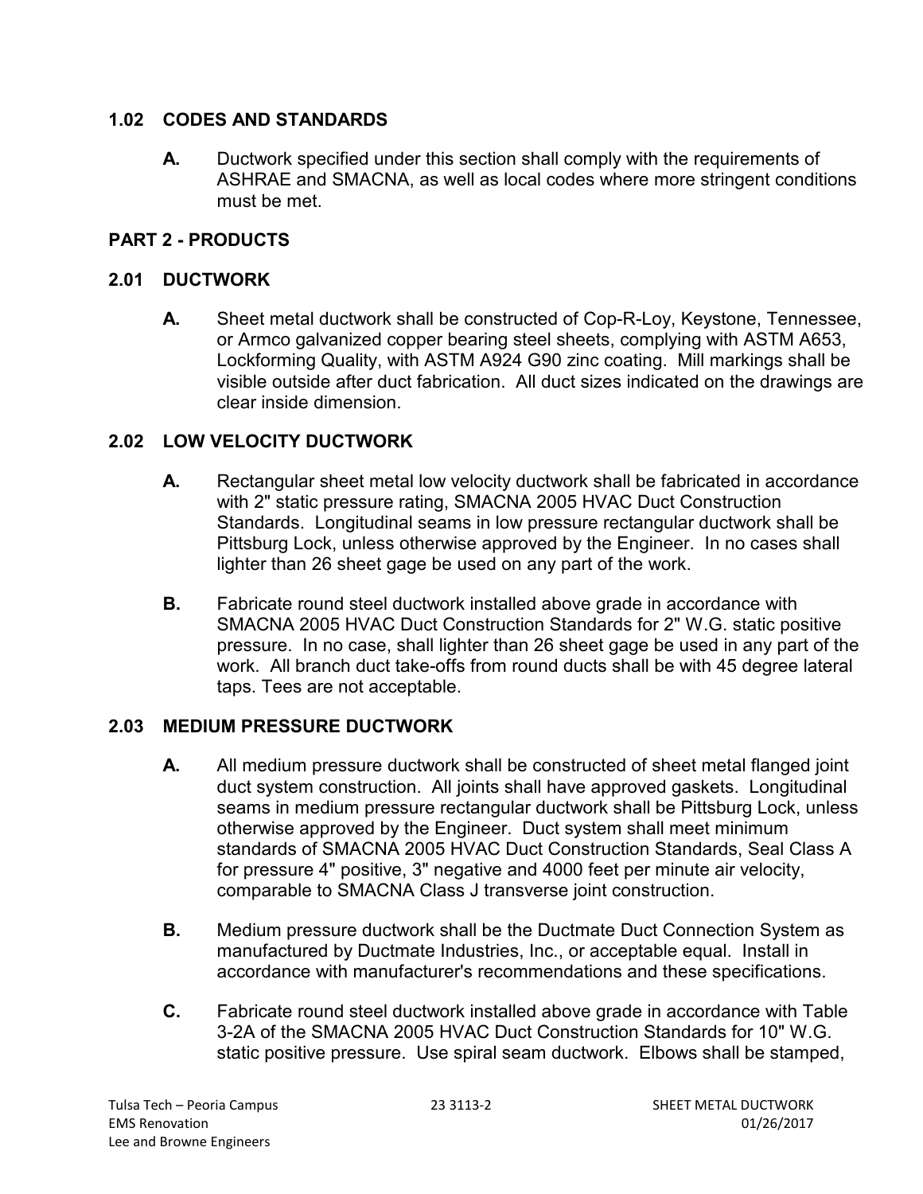### 1.02 CODES AND STANDARDS

**A.** Ductwork specified under this section shall comply with the requirements of ASHRAE and SMACNA, as well as local codes where more stringent conditions must be met.

## PART 2 - PRODUCTS

### 2.01 DUCTWORK

**A.** Sheet metal ductwork shall be constructed of Cop-R-Loy, Keystone, Tennessee, or Armco galvanized copper bearing steel sheets, complying with ASTM A653, Lockforming Quality, with ASTM A924 G90 zinc coating. Mill markings shall be visible outside after duct fabrication. All duct sizes indicated on the drawings are clear inside dimension.

### 2.02 LOW VELOCITY DUCTWORK

**A.** Rectangular sheet metal low velocity ductwork shall be fabricated in accordance with 2" static pressure rating, SMACNA 2005 HVAC Duct Construction Standards. Longitudinal seams in low pressure rectangular ductwork shall be Pittsburg Lock, unless otherwise approved by the Engineer. In no cases shall lighter than 26 sheet gage be used on any part of the work.

**B.** Fabricate round steel ductwork installed above grade in accordance with SMACNA 2005 HVAC Duct Construction Standards for 2" W.G. static positive pressure. In no case, shall lighter than 26 sheet gage be used in any part of the work. All branch duct take-offs from round ducts shall be with 45 degree lateral taps. Tees are not acceptable.

### 2.03 MEDIUM PRESSURE DUCTWORK

**A.** All medium pressure ductwork shall be constructed of sheet metal flanged joint duct system construction. All joints shall have approved gaskets. Longitudinal seams in medium pressure rectangular ductwork shall be Pittsburg Lock, unless otherwise approved by the Engineer. Duct system shall meet minimum standards of SMACNA 2005 HVAC Duct Construction Standards, Seal Class A for pressure 4" positive, 3" negative and 4000 feet per minute air velocity, comparable to SMACNA Class J transverse joint construction.

**B.** Medium pressure ductwork shall be the Ductmate Duct Connection System as manufactured by Ductmate Industries, Inc., or acceptable equal. Install in accordance with manufacturer's recommendations and these specifications.

**C.** Fabricate round steel ductwork installed above grade in accordance with Table 3-2A of the SMACNA 2005 HVAC Duct Construction Standards for 10" W.G. static positive pressure. Use spiral seam ductwork. Elbows shall be stamped,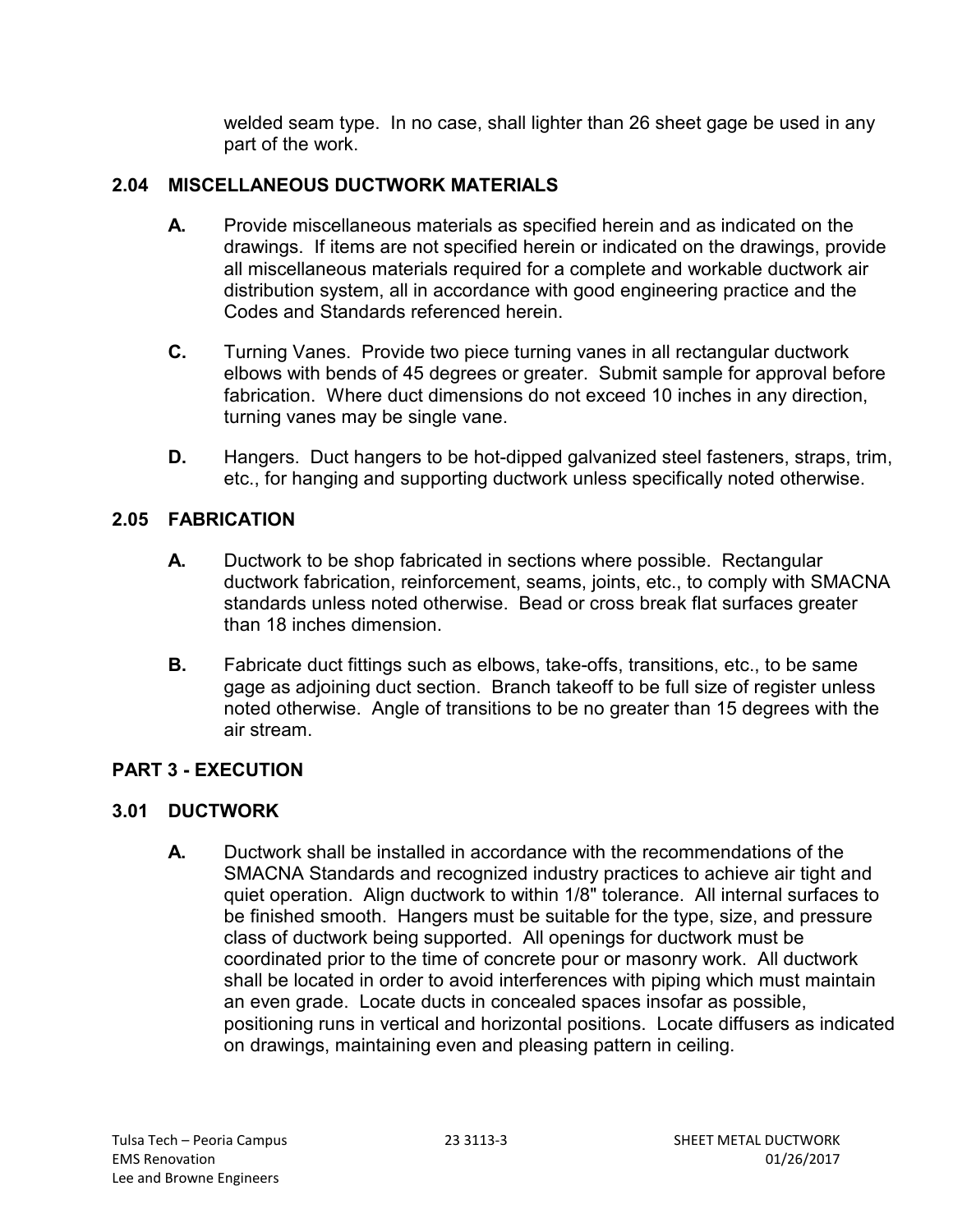welded seam type. In no case, shall lighter than 26 sheet gage be used in any part of the work.

### 2.04 MISCELLANEOUS DUCTWORK MATERIALS

**A.** Provide miscellaneous materials as specified herein and as indicated on the drawings. If items are not specified herein or indicated on the drawings, provide all miscellaneous materials required for a complete and workable ductwork air distribution system, all in accordance with good engineering practice and the Codes and Standards referenced herein.

**C.** Turning Vanes. Provide two piece turning vanes in all rectangular ductwork elbows with bends of 45 degrees or greater. Submit sample for approval before fabrication. Where duct dimensions do not exceed 10 inches in any direction, turning vanes may be single vane.

**D.** Hangers. Duct hangers to be hot-dipped galvanized steel fasteners, straps, trim, etc., for hanging and supporting ductwork unless specifically noted otherwise.

### 2.05 FABRICATION

**A.** Ductwork to be shop fabricated in sections where possible. Rectangular ductwork fabrication, reinforcement, seams, joints, etc., to comply with SMACNA standards unless noted otherwise. Bead or cross break flat surfaces greater than 18 inches dimension.

**B.** Fabricate duct fittings such as elbows, take-offs, transitions, etc., to be same gage as adjoining duct section. Branch takeoff to be full size of register unless noted otherwise. Angle of transitions to be no greater than 15 degrees with the air stream.

## PART 3 - EXECUTION

### 3.01 DUCTWORK

**A.** Ductwork shall be installed in accordance with the recommendations of the SMACNA Standards and recognized industry practices to achieve air tight and quiet operation. Align ductwork to within 1/8" tolerance. All internal surfaces to be finished smooth. Hangers must be suitable for the type, size, and pressure class of ductwork being supported. All openings for ductwork must be coordinated prior to the time of concrete pour or masonry work. All ductwork shall be located in order to avoid interferences with piping which must maintain an even grade. Locate ducts in concealed spaces insofar as possible, positioning runs in vertical and horizontal positions. Locate diffusers as indicated on drawings, maintaining even and pleasing pattern in ceiling.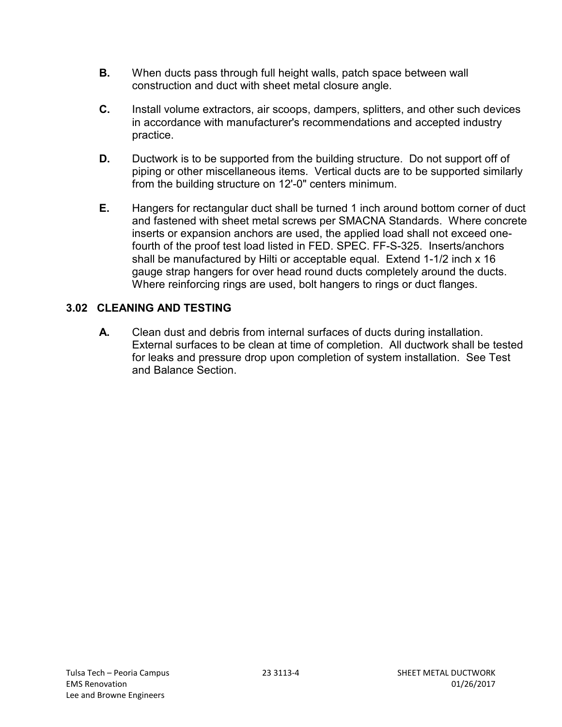B. When ducts pass through full height walls, patch space between wall construction and duct with sheet metal closure angle.

C. Install volume extractors, air scoops, dampers, splitters, and other such devices in accordance with manufacturer's recommendations and accepted industry practice.

D. Ductwork is to be supported from the building structure. Do not support off of piping or other miscellaneous items. Vertical ducts are to be supported similarly from the building structure on 12'-0" centers minimum.

E. Hangers for rectangular duct shall be turned 1 inch around bottom corner of duct and fastened with sheet metal screws per SMACNA Standards. Where concrete inserts or expansion anchors are used, the applied load shall not exceed one-fourth of the proof test load listed in FED. SPEC. FF-S-325. Inserts/anchors shall be manufactured by Hilti or acceptable equal. Extend 1-1/2 inch x 16 gauge strap hangers for over head round ducts completely around the ducts. Where reinforcing rings are used, bolt hangers to rings or duct flanges.

### 3.02 CLEANING AND TESTING

A. Clean dust and debris from internal surfaces of ducts during installation. External surfaces to be clean at time of completion. All ductwork shall be tested for leaks and pressure drop upon completion of system installation. See Test and Balance Section.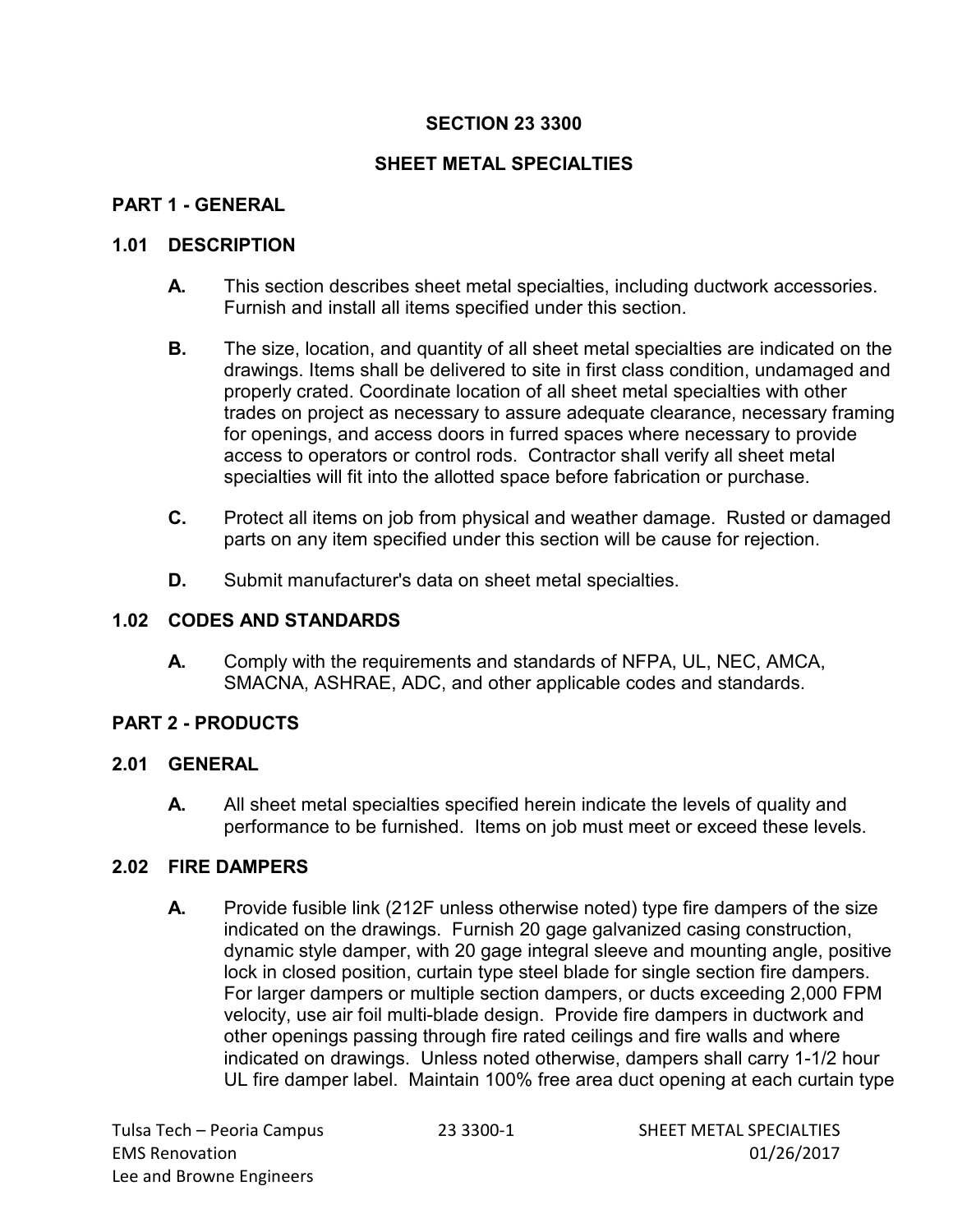# SECTION 23 3300

# SHEET METAL SPECIALTIES

## PART 1 - GENERAL

### 1.01 DESCRIPTION

**A.** This section describes sheet metal specialties, including ductwork accessories. Furnish and install all items specified under this section.

**B.** The size, location, and quantity of all sheet metal specialties are indicated on the drawings. Items shall be delivered to site in first class condition, undamaged and properly crated. Coordinate location of all sheet metal specialties with other trades on project as necessary to assure adequate clearance, necessary framing for openings, and access doors in furred spaces where necessary to provide access to operators or control rods. Contractor shall verify all sheet metal specialties will fit into the allotted space before fabrication or purchase.

**C.** Protect all items on job from physical and weather damage. Rusted or damaged parts on any item specified under this section will be cause for rejection.

**D.** Submit manufacturer's data on sheet metal specialties.

### 1.02 CODES AND STANDARDS

**A.** Comply with the requirements and standards of NFPA, UL, NEC, AMCA, SMACNA, ASHRAE, ADC, and other applicable codes and standards.

## PART 2 - PRODUCTS

### 2.01 GENERAL

**A.** All sheet metal specialties specified herein indicate the levels of quality and performance to be furnished. Items on job must meet or exceed these levels.

### 2.02 FIRE DAMPERS

**A.** Provide fusible link (212F unless otherwise noted) type fire dampers of the size indicated on the drawings. Furnish 20 gage galvanized casing construction, dynamic style damper, with 20 gage integral sleeve and mounting angle, positive lock in closed position, curtain type steel blade for single section fire dampers. For larger dampers or multiple section dampers, or ducts exceeding 2,000 FPM velocity, use air foil multi-blade design. Provide fire dampers in ductwork and other openings passing through fire rated ceilings and fire walls and where indicated on drawings. Unless noted otherwise, dampers shall carry 1-1/2 hour UL fire damper label. Maintain 100% free area duct opening at each curtain type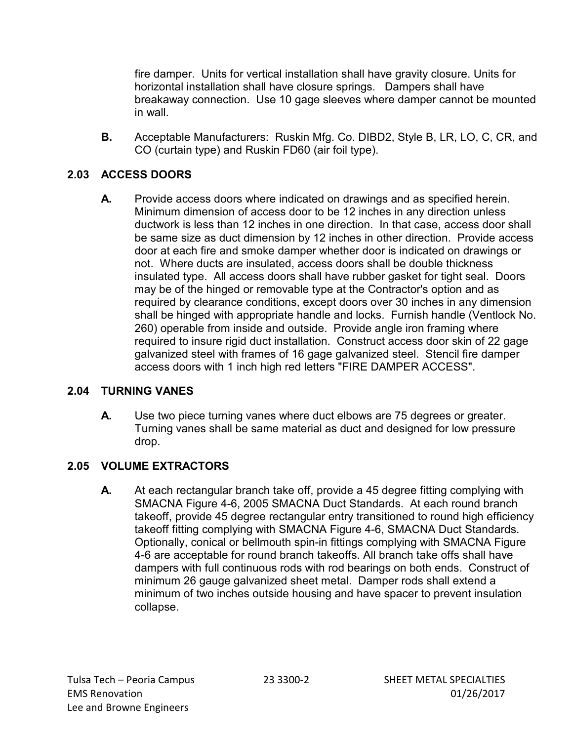fire damper. Units for vertical installation shall have gravity closure. Units for horizontal installation shall have closure springs. Dampers shall have breakaway connection. Use 10 gage sleeves where damper cannot be mounted in wall.

**B.** Acceptable Manufacturers: Ruskin Mfg. Co. DIBD2, Style B, LR, LO, C, CR, and CO (curtain type) and Ruskin FD60 (air foil type).

## 2.03 ACCESS DOORS

**A.** Provide access doors where indicated on drawings and as specified herein. Minimum dimension of access door to be 12 inches in any direction unless ductwork is less than 12 inches in one direction. In that case, access door shall be same size as duct dimension by 12 inches in other direction. Provide access door at each fire and smoke damper whether door is indicated on drawings or not. Where ducts are insulated, access doors shall be double thickness insulated type. All access doors shall have rubber gasket for tight seal. Doors may be of the hinged or removable type at the Contractor's option and as required by clearance conditions, except doors over 30 inches in any dimension shall be hinged with appropriate handle and locks. Furnish handle (Ventlock No. 260) operable from inside and outside. Provide angle iron framing where required to insure rigid duct installation. Construct access door skin of 22 gage galvanized steel with frames of 16 gage galvanized steel. Stencil fire damper access doors with 1 inch high red letters "FIRE DAMPER ACCESS".

## 2.04 TURNING VANES

**A.** Use two piece turning vanes where duct elbows are 75 degrees or greater. Turning vanes shall be same material as duct and designed for low pressure drop.

## 2.05 VOLUME EXTRACTORS

**A.** At each rectangular branch take off, provide a 45 degree fitting complying with SMACNA Figure 4-6, 2005 SMACNA Duct Standards. At each round branch takeoff, provide 45 degree rectangular entry transitioned to round high efficiency takeoff fitting complying with SMACNA Figure 4-6, SMACNA Duct Standards. Optionally, conical or bellmouth spin-in fittings complying with SMACNA Figure 4-6 are acceptable for round branch takeoffs. All branch take offs shall have dampers with full continuous rods with rod bearings on both ends. Construct of minimum 26 gauge galvanized sheet metal. Damper rods shall extend a minimum of two inches outside housing and have spacer to prevent insulation collapse.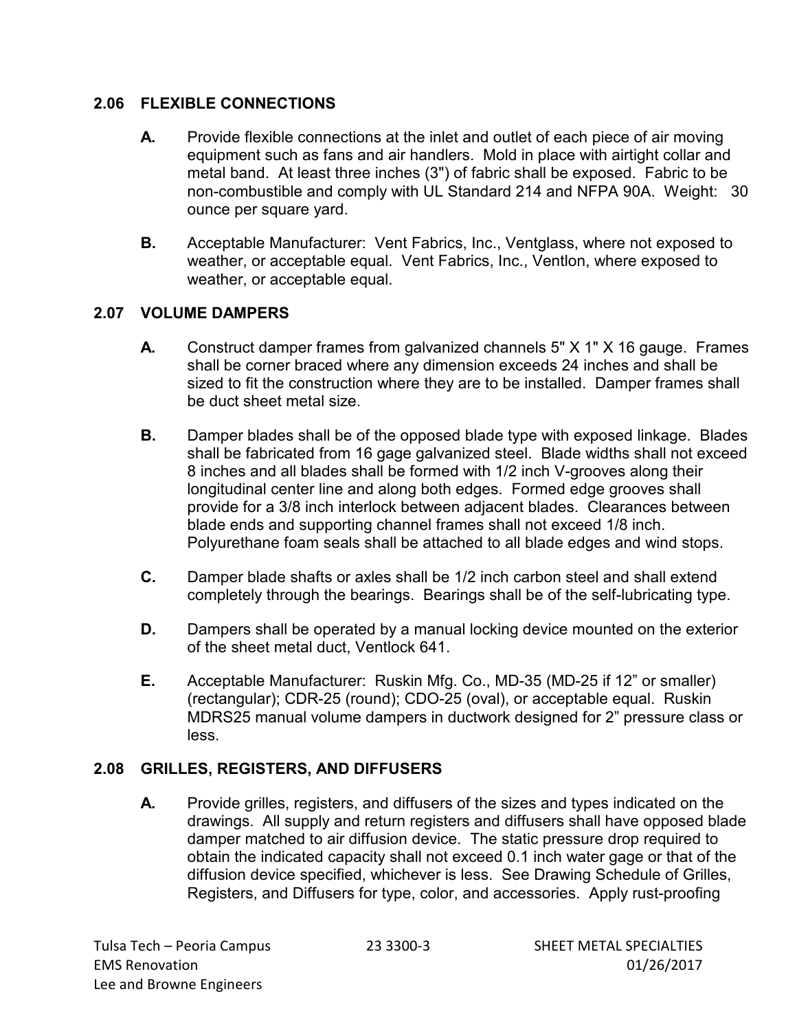### 2.06 FLEXIBLE CONNECTIONS

**A.** Provide flexible connections at the inlet and outlet of each piece of air moving equipment such as fans and air handlers. Mold in place with airtight collar and metal band. At least three inches (3") of fabric shall be exposed. Fabric to be non-combustible and comply with UL Standard 214 and NFPA 90A. Weight: 30 ounce per square yard.

**B.** Acceptable Manufacturer: Vent Fabrics, Inc., Ventglass, where not exposed to weather, or acceptable equal. Vent Fabrics, Inc., Ventlon, where exposed to weather, or acceptable equal.

### 2.07 VOLUME DAMPERS

**A.** Construct damper frames from galvanized channels 5" X 1" X 16 gauge. Frames shall be corner braced where any dimension exceeds 24 inches and shall be sized to fit the construction where they are to be installed. Damper frames shall be duct sheet metal size.

**B.** Damper blades shall be of the opposed blade type with exposed linkage. Blades shall be fabricated from 16 gage galvanized steel. Blade widths shall not exceed 8 inches and all blades shall be formed with 1/2 inch V-grooves along their longitudinal center line and along both edges. Formed edge grooves shall provide for a 3/8 inch interlock between adjacent blades. Clearances between blade ends and supporting channel frames shall not exceed 1/8 inch. Polyurethane foam seals shall be attached to all blade edges and wind stops.

**C.** Damper blade shafts or axles shall be 1/2 inch carbon steel and shall extend completely through the bearings. Bearings shall be of the self-lubricating type.

**D.** Dampers shall be operated by a manual locking device mounted on the exterior of the sheet metal duct, Ventlock 641.

**E.** Acceptable Manufacturer: Ruskin Mfg. Co., MD-35 (MD-25 if 12" or smaller) (rectangular); CDR-25 (round); CDO-25 (oval), or acceptable equal. Ruskin MDRS25 manual volume dampers in ductwork designed for 2" pressure class or less.

### 2.08 GRILLES, REGISTERS, AND DIFFUSERS

**A.** Provide grilles, registers, and diffusers of the sizes and types indicated on the drawings. All supply and return registers and diffusers shall have opposed blade damper matched to air diffusion device. The static pressure drop required to obtain the indicated capacity shall not exceed 0.1 inch water gage or that of the diffusion device specified, whichever is less. See Drawing Schedule of Grilles, Registers, and Diffusers for type, color, and accessories. Apply rust-proofing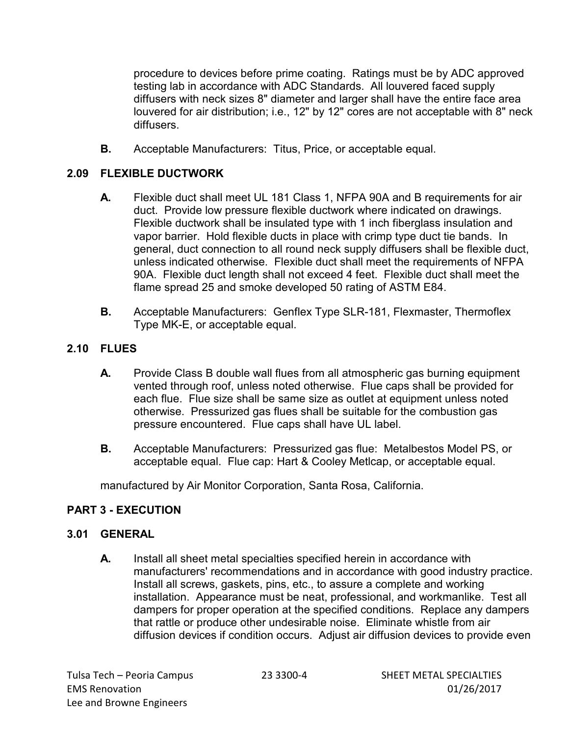procedure to devices before prime coating. Ratings must be by ADC approved testing lab in accordance with ADC Standards. All louvered faced supply diffusers with neck sizes 8" diameter and larger shall have the entire face area louvered for air distribution; i.e., 12" by 12" cores are not acceptable with 8" neck diffusers.

**B.** Acceptable Manufacturers: Titus, Price, or acceptable equal.

### 2.09 FLEXIBLE DUCTWORK

**A.** Flexible duct shall meet UL 181 Class 1, NFPA 90A and B requirements for air duct. Provide low pressure flexible ductwork where indicated on drawings. Flexible ductwork shall be insulated type with 1 inch fiberglass insulation and vapor barrier. Hold flexible ducts in place with crimp type duct tie bands. In general, duct connection to all round neck supply diffusers shall be flexible duct, unless indicated otherwise. Flexible duct shall meet the requirements of NFPA 90A. Flexible duct length shall not exceed 4 feet. Flexible duct shall meet the flame spread 25 and smoke developed 50 rating of ASTM E84.

**B.** Acceptable Manufacturers: Genflex Type SLR-181, Flexmaster, Thermoflex Type MK-E, or acceptable equal.

### 2.10 FLUES

**A.** Provide Class B double wall flues from all atmospheric gas burning equipment vented through roof, unless noted otherwise. Flue caps shall be provided for each flue. Flue size shall be same size as outlet at equipment unless noted otherwise. Pressurized gas flues shall be suitable for the combustion gas pressure encountered. Flue caps shall have UL label.

**B.** Acceptable Manufacturers: Pressurized gas flue: Metalbestos Model PS, or acceptable equal. Flue cap: Hart & Cooley Metlcap, or acceptable equal.

manufactured by Air Monitor Corporation, Santa Rosa, California.

## PART 3 - EXECUTION

### 3.01 GENERAL

**A.** Install all sheet metal specialties specified herein in accordance with manufacturers' recommendations and in accordance with good industry practice. Install all screws, gaskets, pins, etc., to assure a complete and working installation. Appearance must be neat, professional, and workmanlike. Test all dampers for proper operation at the specified conditions. Replace any dampers that rattle or produce other undesirable noise. Eliminate whistle from air diffusion devices if condition occurs. Adjust air diffusion devices to provide even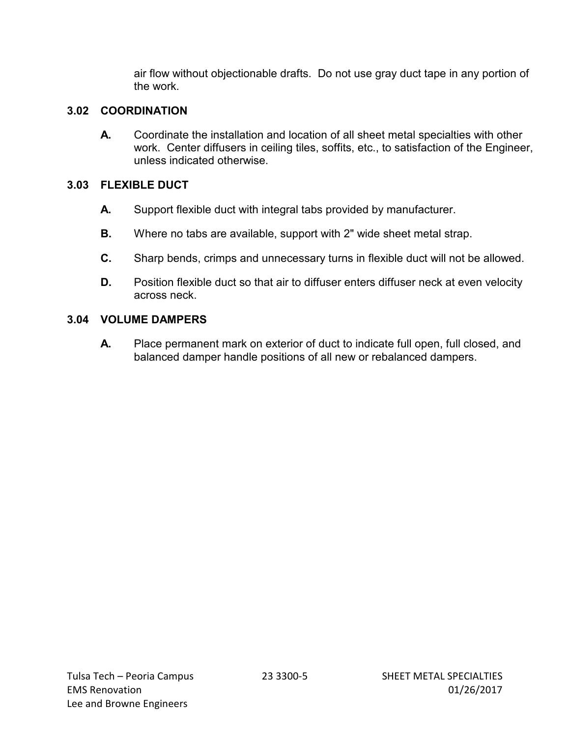air flow without objectionable drafts. Do not use gray duct tape in any portion of the work.

### 3.02 COORDINATION

**A.** Coordinate the installation and location of all sheet metal specialties with other work. Center diffusers in ceiling tiles, soffits, etc., to satisfaction of the Engineer, unless indicated otherwise.

### 3.03 FLEXIBLE DUCT

**A.** Support flexible duct with integral tabs provided by manufacturer.

**B.** Where no tabs are available, support with 2" wide sheet metal strap.

**C.** Sharp bends, crimps and unnecessary turns in flexible duct will not be allowed.

**D.** Position flexible duct so that air to diffuser enters diffuser neck at even velocity across neck.

### 3.04 VOLUME DAMPERS

**A.** Place permanent mark on exterior of duct to indicate full open, full closed, and balanced damper handle positions of all new or rebalanced dampers.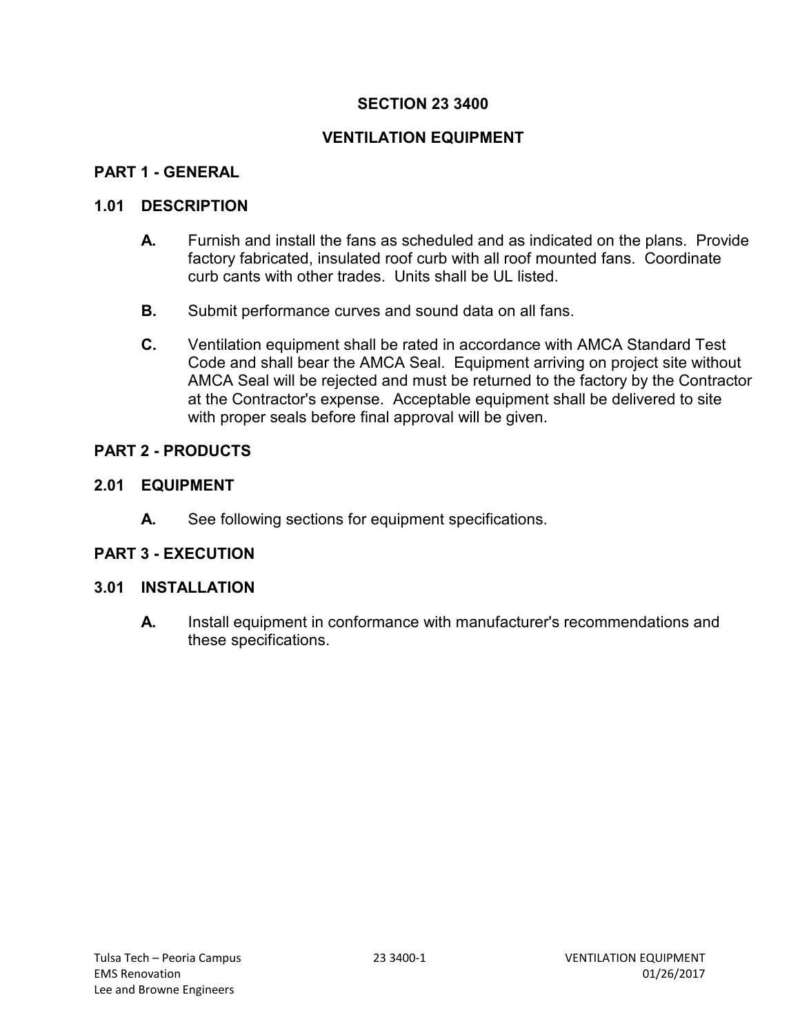# SECTION 23 3400

# VENTILATION EQUIPMENT

## PART 1 - GENERAL

### 1.01 DESCRIPTION

**A.** Furnish and install the fans as scheduled and as indicated on the plans. Provide factory fabricated, insulated roof curb with all roof mounted fans. Coordinate curb cants with other trades. Units shall be UL listed.

**B.** Submit performance curves and sound data on all fans.

**C.** Ventilation equipment shall be rated in accordance with AMCA Standard Test Code and shall bear the AMCA Seal. Equipment arriving on project site without AMCA Seal will be rejected and must be returned to the factory by the Contractor at the Contractor's expense. Acceptable equipment shall be delivered to site with proper seals before final approval will be given.

## PART 2 - PRODUCTS

### 2.01 EQUIPMENT

**A.** See following sections for equipment specifications.

## PART 3 - EXECUTION

### 3.01 INSTALLATION

**A.** Install equipment in conformance with manufacturer's recommendations and these specifications.